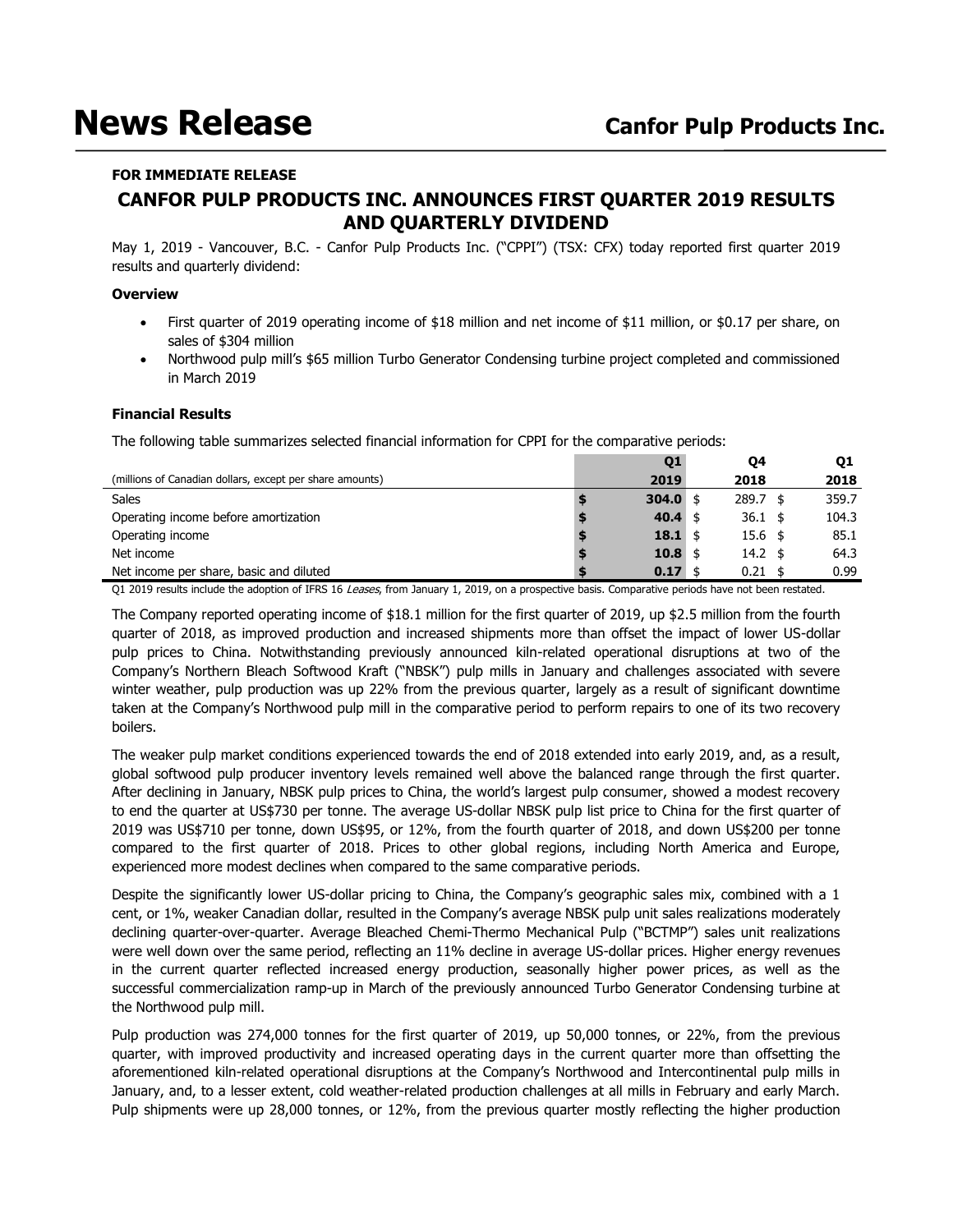# News Release

**Canfor Pulp Products Inc.**

**FOR IMMEDIATE RELEASE**

## CANFOR PULP PRODUCTS INC. ANNOUNCES FIRST QUARTER 2019 RESULTS AND QUARTERLY DIVIDEND

May 1, 2019 - Vancouver, B.C. - Canfor Pulp Products Inc. ("CPPI") (TSX: CFX) today reported first quarter 2019 results and quarterly dividend:

**Overview**

- First quarter of 2019 operating income of $18 million and net income of $11 million, or $0.17 per share, on sales of $304 million
- Northwood pulp mill's $65 million Turbo Generator Condensing turbine project completed and commissioned in March 2019

**Financial Results**

The following table summarizes selected financial information for CPPI for the comparative periods:

| (millions of Canadian dollars, except per share amounts) | Q1 2019 | Q4 2018 | Q1 2018 |
|---|---|---|---|
| Sales | **$ 304.0** | $ 289.7 | $ 359.7 |
| Operating income before amortization | **$ 40.4** | $ 36.1 | $ 104.3 |
| Operating income | **$ 18.1** | $ 15.6 | $ 85.1 |
| Net income | **$ 10.8** | $ 14.2 | $ 64.3 |
| Net income per share, basic and diluted | **$ 0.17** | $ 0.21 | $ 0.99 |

Q1 2019 results include the adoption of IFRS 16 *Leases*, from January 1, 2019, on a prospective basis. Comparative periods have not been restated.

The Company reported operating income of $18.1 million for the first quarter of 2019, up $2.5 million from the fourth quarter of 2018, as improved production and increased shipments more than offset the impact of lower US-dollar pulp prices to China. Notwithstanding previously announced kiln-related operational disruptions at two of the Company's Northern Bleach Softwood Kraft ("NBSK") pulp mills in January and challenges associated with severe winter weather, pulp production was up 22% from the previous quarter, largely as a result of significant downtime taken at the Company's Northwood pulp mill in the comparative period to perform repairs to one of its two recovery boilers.

The weaker pulp market conditions experienced towards the end of 2018 extended into early 2019, and, as a result, global softwood pulp producer inventory levels remained well above the balanced range through the first quarter. After declining in January, NBSK pulp prices to China, the world's largest pulp consumer, showed a modest recovery to end the quarter at US$730 per tonne. The average US-dollar NBSK pulp list price to China for the first quarter of 2019 was US$710 per tonne, down US$95, or 12%, from the fourth quarter of 2018, and down US$200 per tonne compared to the first quarter of 2018. Prices to other global regions, including North America and Europe, experienced more modest declines when compared to the same comparative periods.

Despite the significantly lower US-dollar pricing to China, the Company's geographic sales mix, combined with a 1 cent, or 1%, weaker Canadian dollar, resulted in the Company's average NBSK pulp unit sales realizations moderately declining quarter-over-quarter. Average Bleached Chemi-Thermo Mechanical Pulp ("BCTMP") sales unit realizations were well down over the same period, reflecting an 11% decline in average US-dollar prices. Higher energy revenues in the current quarter reflected increased energy production, seasonally higher power prices, as well as the successful commercialization ramp-up in March of the previously announced Turbo Generator Condensing turbine at the Northwood pulp mill.

Pulp production was 274,000 tonnes for the first quarter of 2019, up 50,000 tonnes, or 22%, from the previous quarter, with improved productivity and increased operating days in the current quarter more than offsetting the aforementioned kiln-related operational disruptions at the Company's Northwood and Intercontinental pulp mills in January, and, to a lesser extent, cold weather-related production challenges at all mills in February and early March. Pulp shipments were up 28,000 tonnes, or 12%, from the previous quarter mostly reflecting the higher production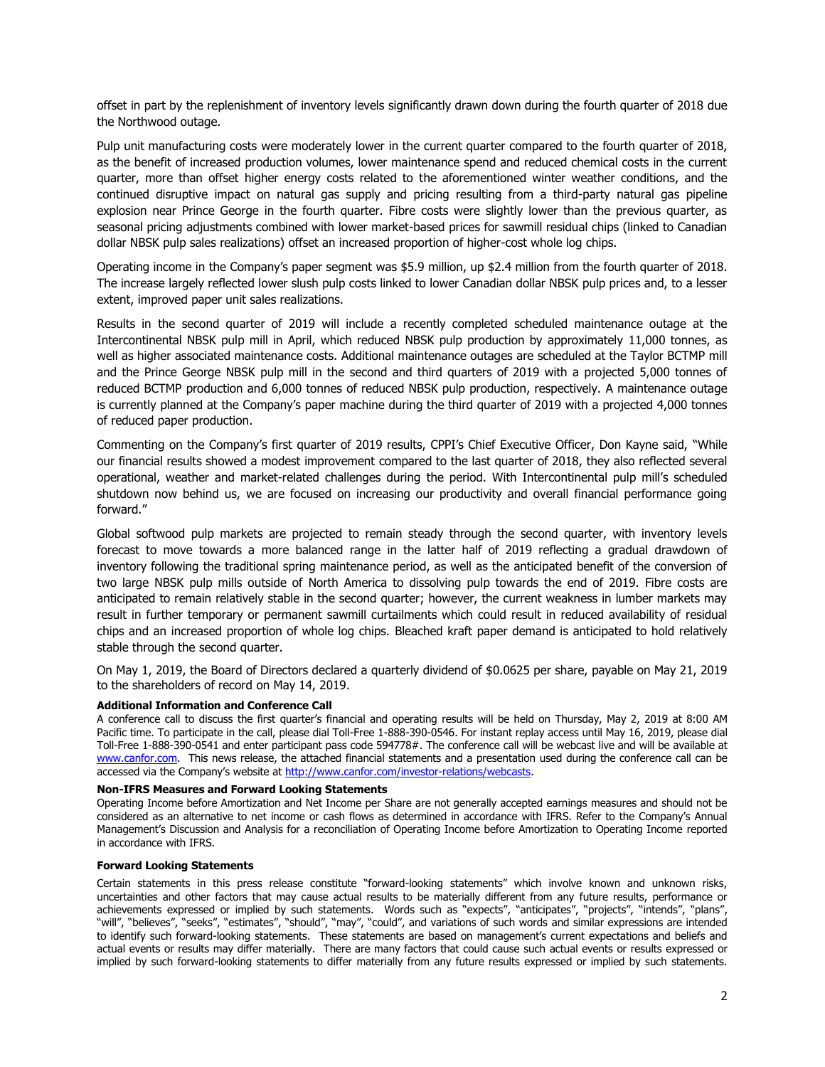offset in part by the replenishment of inventory levels significantly drawn down during the fourth quarter of 2018 due the Northwood outage.

Pulp unit manufacturing costs were moderately lower in the current quarter compared to the fourth quarter of 2018, as the benefit of increased production volumes, lower maintenance spend and reduced chemical costs in the current quarter, more than offset higher energy costs related to the aforementioned winter weather conditions, and the continued disruptive impact on natural gas supply and pricing resulting from a third-party natural gas pipeline explosion near Prince George in the fourth quarter. Fibre costs were slightly lower than the previous quarter, as seasonal pricing adjustments combined with lower market-based prices for sawmill residual chips (linked to Canadian dollar NBSK pulp sales realizations) offset an increased proportion of higher-cost whole log chips.

Operating income in the Company's paper segment was $5.9 million, up $2.4 million from the fourth quarter of 2018. The increase largely reflected lower slush pulp costs linked to lower Canadian dollar NBSK pulp prices and, to a lesser extent, improved paper unit sales realizations.

Results in the second quarter of 2019 will include a recently completed scheduled maintenance outage at the Intercontinental NBSK pulp mill in April, which reduced NBSK pulp production by approximately 11,000 tonnes, as well as higher associated maintenance costs. Additional maintenance outages are scheduled at the Taylor BCTMP mill and the Prince George NBSK pulp mill in the second and third quarters of 2019 with a projected 5,000 tonnes of reduced BCTMP production and 6,000 tonnes of reduced NBSK pulp production, respectively. A maintenance outage is currently planned at the Company's paper machine during the third quarter of 2019 with a projected 4,000 tonnes of reduced paper production.

Commenting on the Company's first quarter of 2019 results, CPPI's Chief Executive Officer, Don Kayne said, "While our financial results showed a modest improvement compared to the last quarter of 2018, they also reflected several operational, weather and market-related challenges during the period. With Intercontinental pulp mill's scheduled shutdown now behind us, we are focused on increasing our productivity and overall financial performance going forward."

Global softwood pulp markets are projected to remain steady through the second quarter, with inventory levels forecast to move towards a more balanced range in the latter half of 2019 reflecting a gradual drawdown of inventory following the traditional spring maintenance period, as well as the anticipated benefit of the conversion of two large NBSK pulp mills outside of North America to dissolving pulp towards the end of 2019. Fibre costs are anticipated to remain relatively stable in the second quarter; however, the current weakness in lumber markets may result in further temporary or permanent sawmill curtailments which could result in reduced availability of residual chips and an increased proportion of whole log chips. Bleached kraft paper demand is anticipated to hold relatively stable through the second quarter.

On May 1, 2019, the Board of Directors declared a quarterly dividend of $0.0625 per share, payable on May 21, 2019 to the shareholders of record on May 14, 2019.

**Additional Information and Conference Call**

A conference call to discuss the first quarter's financial and operating results will be held on Thursday, May 2, 2019 at 8:00 AM Pacific time. To participate in the call, please dial Toll-Free 1-888-390-0546. For instant replay access until May 16, 2019, please dial Toll-Free 1-888-390-0541 and enter participant pass code 594778#. The conference call will be webcast live and will be available at www.canfor.com. This news release, the attached financial statements and a presentation used during the conference call can be accessed via the Company's website at http://www.canfor.com/investor-relations/webcasts.

**Non-IFRS Measures and Forward Looking Statements**

Operating Income before Amortization and Net Income per Share are not generally accepted earnings measures and should not be considered as an alternative to net income or cash flows as determined in accordance with IFRS. Refer to the Company's Annual Management's Discussion and Analysis for a reconciliation of Operating Income before Amortization to Operating Income reported in accordance with IFRS.

**Forward Looking Statements**

Certain statements in this press release constitute "forward-looking statements" which involve known and unknown risks, uncertainties and other factors that may cause actual results to be materially different from any future results, performance or achievements expressed or implied by such statements. Words such as "expects", "anticipates", "projects", "intends", "plans", "will", "believes", "seeks", "estimates", "should", "may", "could", and variations of such words and similar expressions are intended to identify such forward-looking statements. These statements are based on management's current expectations and beliefs and actual events or results may differ materially. There are many factors that could cause such actual events or results expressed or implied by such forward-looking statements to differ materially from any future results expressed or implied by such statements.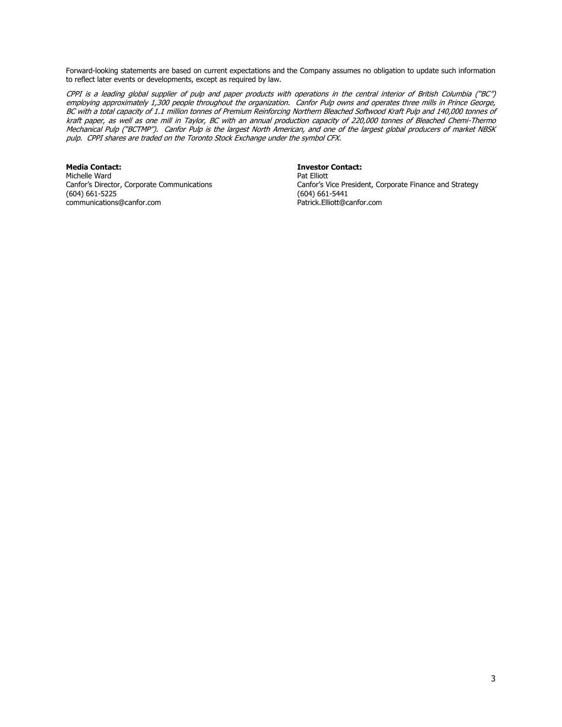Forward-looking statements are based on current expectations and the Company assumes no obligation to update such information to reflect later events or developments, except as required by law.

*CPPI is a leading global supplier of pulp and paper products with operations in the central interior of British Columbia ("BC") employing approximately 1,300 people throughout the organization. Canfor Pulp owns and operates three mills in Prince George, BC with a total capacity of 1.1 million tonnes of Premium Reinforcing Northern Bleached Softwood Kraft Pulp and 140,000 tonnes of kraft paper, as well as one mill in Taylor, BC with an annual production capacity of 220,000 tonnes of Bleached Chemi-Thermo Mechanical Pulp ("BCTMP"). Canfor Pulp is the largest North American, and one of the largest global producers of market NBSK pulp. CPPI shares are traded on the Toronto Stock Exchange under the symbol CFX.*

**Media Contact:**
Michelle Ward
Canfor's Director, Corporate Communications
(604) 661-5225
communications@canfor.com

**Investor Contact:**
Pat Elliott
Canfor's Vice President, Corporate Finance and Strategy
(604) 661-5441
Patrick.Elliott@canfor.com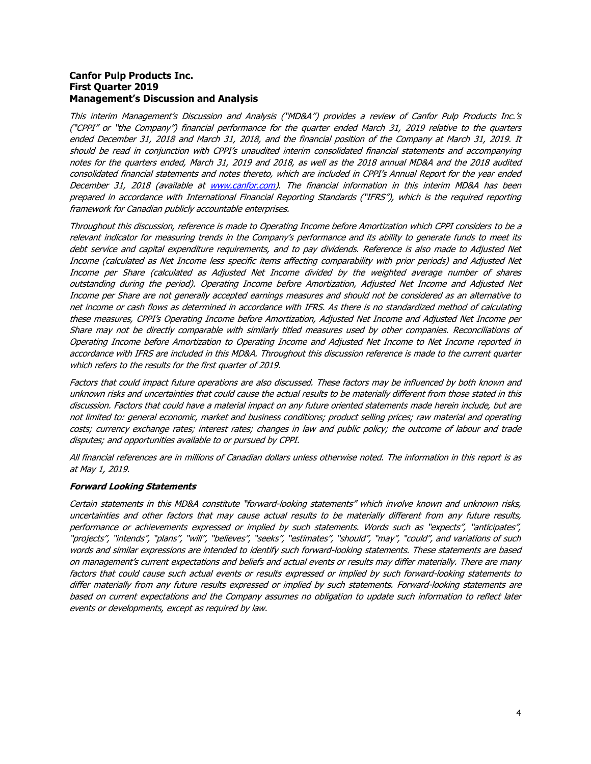**Canfor Pulp Products Inc.**
**First Quarter 2019**
**Management's Discussion and Analysis**

*This interim Management's Discussion and Analysis ("MD&A") provides a review of Canfor Pulp Products Inc.'s ("CPPI" or "the Company") financial performance for the quarter ended March 31, 2019 relative to the quarters ended December 31, 2018 and March 31, 2018, and the financial position of the Company at March 31, 2019. It should be read in conjunction with CPPI's unaudited interim consolidated financial statements and accompanying notes for the quarters ended, March 31, 2019 and 2018, as well as the 2018 annual MD&A and the 2018 audited consolidated financial statements and notes thereto, which are included in CPPI's Annual Report for the year ended December 31, 2018 (available at [www.canfor.com](http://www.canfor.com)). The financial information in this interim MD&A has been prepared in accordance with International Financial Reporting Standards ("IFRS"), which is the required reporting framework for Canadian publicly accountable enterprises.*

*Throughout this discussion, reference is made to Operating Income before Amortization which CPPI considers to be a relevant indicator for measuring trends in the Company's performance and its ability to generate funds to meet its debt service and capital expenditure requirements, and to pay dividends. Reference is also made to Adjusted Net Income (calculated as Net Income less specific items affecting comparability with prior periods) and Adjusted Net Income per Share (calculated as Adjusted Net Income divided by the weighted average number of shares outstanding during the period). Operating Income before Amortization, Adjusted Net Income and Adjusted Net Income per Share are not generally accepted earnings measures and should not be considered as an alternative to net income or cash flows as determined in accordance with IFRS. As there is no standardized method of calculating these measures, CPPI's Operating Income before Amortization, Adjusted Net Income and Adjusted Net Income per Share may not be directly comparable with similarly titled measures used by other companies. Reconciliations of Operating Income before Amortization to Operating Income and Adjusted Net Income to Net Income reported in accordance with IFRS are included in this MD&A. Throughout this discussion reference is made to the current quarter which refers to the results for the first quarter of 2019.*

*Factors that could impact future operations are also discussed. These factors may be influenced by both known and unknown risks and uncertainties that could cause the actual results to be materially different from those stated in this discussion. Factors that could have a material impact on any future oriented statements made herein include, but are not limited to: general economic, market and business conditions; product selling prices; raw material and operating costs; currency exchange rates; interest rates; changes in law and public policy; the outcome of labour and trade disputes; and opportunities available to or pursued by CPPI.*

*All financial references are in millions of Canadian dollars unless otherwise noted. The information in this report is as at May 1, 2019.*

***Forward Looking Statements***

*Certain statements in this MD&A constitute "forward-looking statements" which involve known and unknown risks, uncertainties and other factors that may cause actual results to be materially different from any future results, performance or achievements expressed or implied by such statements. Words such as "expects", "anticipates", "projects", "intends", "plans", "will", "believes", "seeks", "estimates", "should", "may", "could", and variations of such words and similar expressions are intended to identify such forward-looking statements. These statements are based on management's current expectations and beliefs and actual events or results may differ materially. There are many factors that could cause such actual events or results expressed or implied by such forward-looking statements to differ materially from any future results expressed or implied by such statements. Forward-looking statements are based on current expectations and the Company assumes no obligation to update such information to reflect later events or developments, except as required by law.*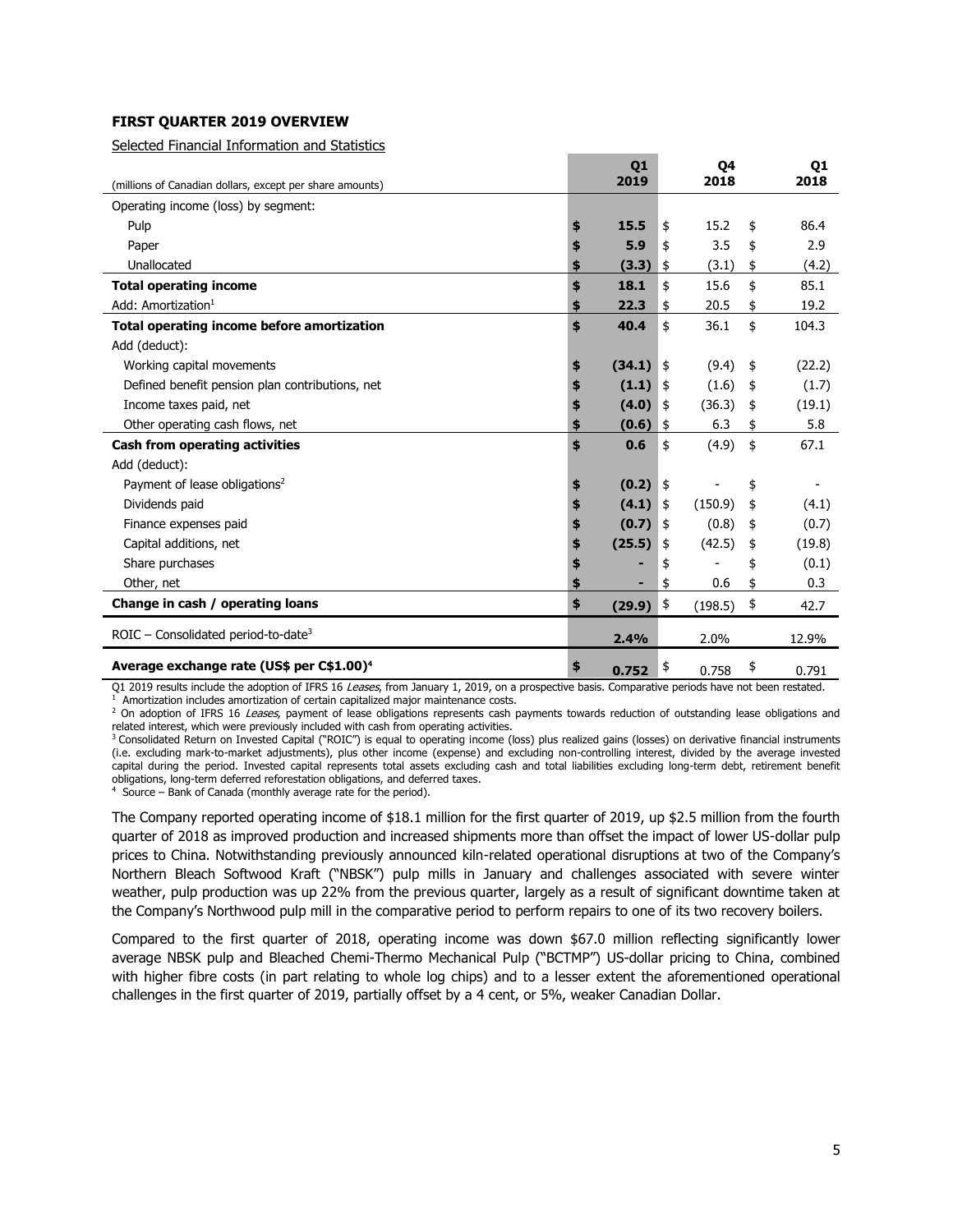**FIRST QUARTER 2019 OVERVIEW**

Selected Financial Information and Statistics

| (millions of Canadian dollars, except per share amounts) | Q1 2019 | Q4 2018 | Q1 2018 |
|---|---|---|---|
| Operating income (loss) by segment: | | | |
| Pulp | **$ 15.5** | $ 15.2 | $ 86.4 |
| Paper | **$ 5.9** | $ 3.5 | $ 2.9 |
| Unallocated | **$ (3.3)** | $ (3.1) | $ (4.2) |
| **Total operating income** | **$ 18.1** | $ 15.6 | $ 85.1 |
| Add: Amortization[1] | **$ 22.3** | $ 20.5 | $ 19.2 |
| **Total operating income before amortization** | **$ 40.4** | $ 36.1 | $ 104.3 |
| Add (deduct): | | | |
| Working capital movements | **$ (34.1)** | $ (9.4) | $ (22.2) |
| Defined benefit pension plan contributions, net | **$ (1.1)** | $ (1.6) | $ (1.7) |
| Income taxes paid, net | **$ (4.0)** | $ (36.3) | $ (19.1) |
| Other operating cash flows, net | **$ (0.6)** | $ 6.3 | $ 5.8 |
| **Cash from operating activities** | **$ 0.6** | $ (4.9) | $ 67.1 |
| Add (deduct): | | | |
| Payment of lease obligations[2] | **$ (0.2)** | $ - | $ - |
| Dividends paid | **$ (4.1)** | $ (150.9) | $ (4.1) |
| Finance expenses paid | **$ (0.7)** | $ (0.8) | $ (0.7) |
| Capital additions, net | **$ (25.5)** | $ (42.5) | $ (19.8) |
| Share purchases | **$ -** | $ - | $ (0.1) |
| Other, net | **$ -** | $ 0.6 | $ 0.3 |
| **Change in cash / operating loans** | **$ (29.9)** | $ (198.5) | $ 42.7 |
| ROIC – Consolidated period-to-date[3] | **2.4%** | 2.0% | 12.9% |
| **Average exchange rate (US$ per C$1.00)[4]** | **$ 0.752** | $ 0.758 | $ 0.791 |

Q1 2019 results include the adoption of IFRS 16 *Leases*, from January 1, 2019, on a prospective basis. Comparative periods have not been restated.

[1] Amortization includes amortization of certain capitalized major maintenance costs.

[2] On adoption of IFRS 16 *Leases*, payment of lease obligations represents cash payments towards reduction of outstanding lease obligations and related interest, which were previously included with cash from operating activities.

[3] Consolidated Return on Invested Capital ("ROIC") is equal to operating income (loss) plus realized gains (losses) on derivative financial instruments (i.e. excluding mark-to-market adjustments), plus other income (expense) and excluding non-controlling interest, divided by the average invested capital during the period. Invested capital represents total assets excluding cash and total liabilities excluding long-term debt, retirement benefit obligations, long-term deferred reforestation obligations, and deferred taxes.

[4] Source – Bank of Canada (monthly average rate for the period).

The Company reported operating income of $18.1 million for the first quarter of 2019, up $2.5 million from the fourth quarter of 2018 as improved production and increased shipments more than offset the impact of lower US-dollar pulp prices to China. Notwithstanding previously announced kiln-related operational disruptions at two of the Company's Northern Bleach Softwood Kraft ("NBSK") pulp mills in January and challenges associated with severe winter weather, pulp production was up 22% from the previous quarter, largely as a result of significant downtime taken at the Company's Northwood pulp mill in the comparative period to perform repairs to one of its two recovery boilers.

Compared to the first quarter of 2018, operating income was down $67.0 million reflecting significantly lower average NBSK pulp and Bleached Chemi-Thermo Mechanical Pulp ("BCTMP") US-dollar pricing to China, combined with higher fibre costs (in part relating to whole log chips) and to a lesser extent the aforementioned operational challenges in the first quarter of 2019, partially offset by a 4 cent, or 5%, weaker Canadian Dollar.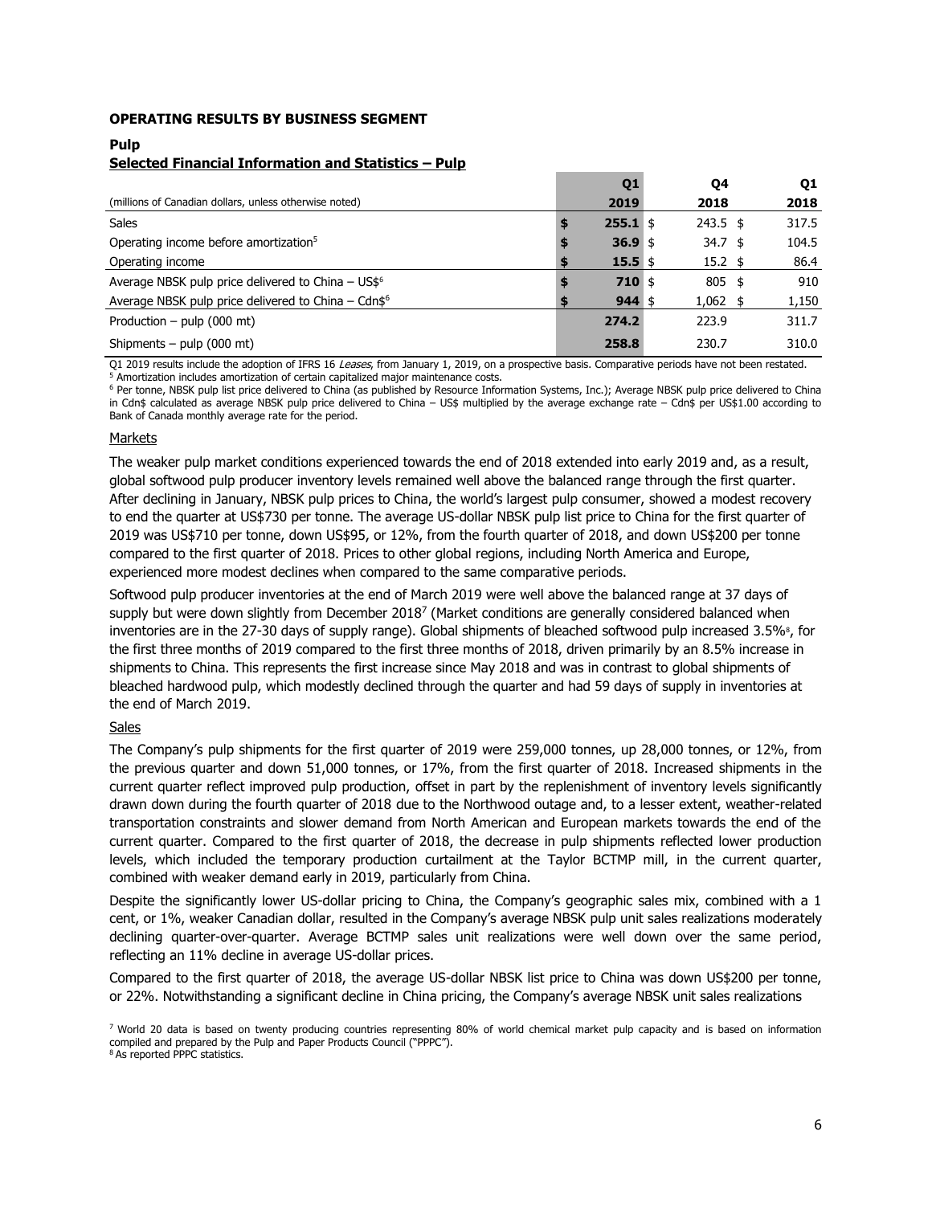**OPERATING RESULTS BY BUSINESS SEGMENT**

**Pulp**

**Selected Financial Information and Statistics – Pulp**

| (millions of Canadian dollars, unless otherwise noted) | Q1 2019 | Q4 2018 | Q1 2018 |
|---|---|---|---|
| Sales | $ 255.1 | $ 243.5 | $ 317.5 |
| Operating income before amortization[5] | $ 36.9 | $ 34.7 | $ 104.5 |
| Operating income | $ 15.5 | $ 15.2 | $ 86.4 |
| Average NBSK pulp price delivered to China – US$[6] | $ 710 | $ 805 | $ 910 |
| Average NBSK pulp price delivered to China – Cdn$[6] | $ 944 | $ 1,062 | $ 1,150 |
| Production – pulp (000 mt) | 274.2 | 223.9 | 311.7 |
| Shipments – pulp (000 mt) | 258.8 | 230.7 | 310.0 |

Q1 2019 results include the adoption of IFRS 16 *Leases*, from January 1, 2019, on a prospective basis. Comparative periods have not been restated.
[5] Amortization includes amortization of certain capitalized major maintenance costs.
[6] Per tonne, NBSK pulp list price delivered to China (as published by Resource Information Systems, Inc.); Average NBSK pulp price delivered to China in Cdn$ calculated as average NBSK pulp price delivered to China – US$ multiplied by the average exchange rate – Cdn$ per US$1.00 according to Bank of Canada monthly average rate for the period.

Markets

The weaker pulp market conditions experienced towards the end of 2018 extended into early 2019 and, as a result, global softwood pulp producer inventory levels remained well above the balanced range through the first quarter. After declining in January, NBSK pulp prices to China, the world's largest pulp consumer, showed a modest recovery to end the quarter at US$730 per tonne. The average US-dollar NBSK pulp list price to China for the first quarter of 2019 was US$710 per tonne, down US$95, or 12%, from the fourth quarter of 2018, and down US$200 per tonne compared to the first quarter of 2018. Prices to other global regions, including North America and Europe, experienced more modest declines when compared to the same comparative periods.

Softwood pulp producer inventories at the end of March 2019 were well above the balanced range at 37 days of supply but were down slightly from December 2018[7] (Market conditions are generally considered balanced when inventories are in the 27-30 days of supply range). Global shipments of bleached softwood pulp increased 3.5%[8], for the first three months of 2019 compared to the first three months of 2018, driven primarily by an 8.5% increase in shipments to China. This represents the first increase since May 2018 and was in contrast to global shipments of bleached hardwood pulp, which modestly declined through the quarter and had 59 days of supply in inventories at the end of March 2019.

Sales

The Company's pulp shipments for the first quarter of 2019 were 259,000 tonnes, up 28,000 tonnes, or 12%, from the previous quarter and down 51,000 tonnes, or 17%, from the first quarter of 2018. Increased shipments in the current quarter reflect improved pulp production, offset in part by the replenishment of inventory levels significantly drawn down during the fourth quarter of 2018 due to the Northwood outage and, to a lesser extent, weather-related transportation constraints and slower demand from North American and European markets towards the end of the current quarter. Compared to the first quarter of 2018, the decrease in pulp shipments reflected lower production levels, which included the temporary production curtailment at the Taylor BCTMP mill, in the current quarter, combined with weaker demand early in 2019, particularly from China.

Despite the significantly lower US-dollar pricing to China, the Company's geographic sales mix, combined with a 1 cent, or 1%, weaker Canadian dollar, resulted in the Company's average NBSK pulp unit sales realizations moderately declining quarter-over-quarter. Average BCTMP sales unit realizations were well down over the same period, reflecting an 11% decline in average US-dollar prices.

Compared to the first quarter of 2018, the average US-dollar NBSK list price to China was down US$200 per tonne, or 22%. Notwithstanding a significant decline in China pricing, the Company's average NBSK unit sales realizations

[7] World 20 data is based on twenty producing countries representing 80% of world chemical market pulp capacity and is based on information compiled and prepared by the Pulp and Paper Products Council ("PPPC").
[8] As reported PPPC statistics.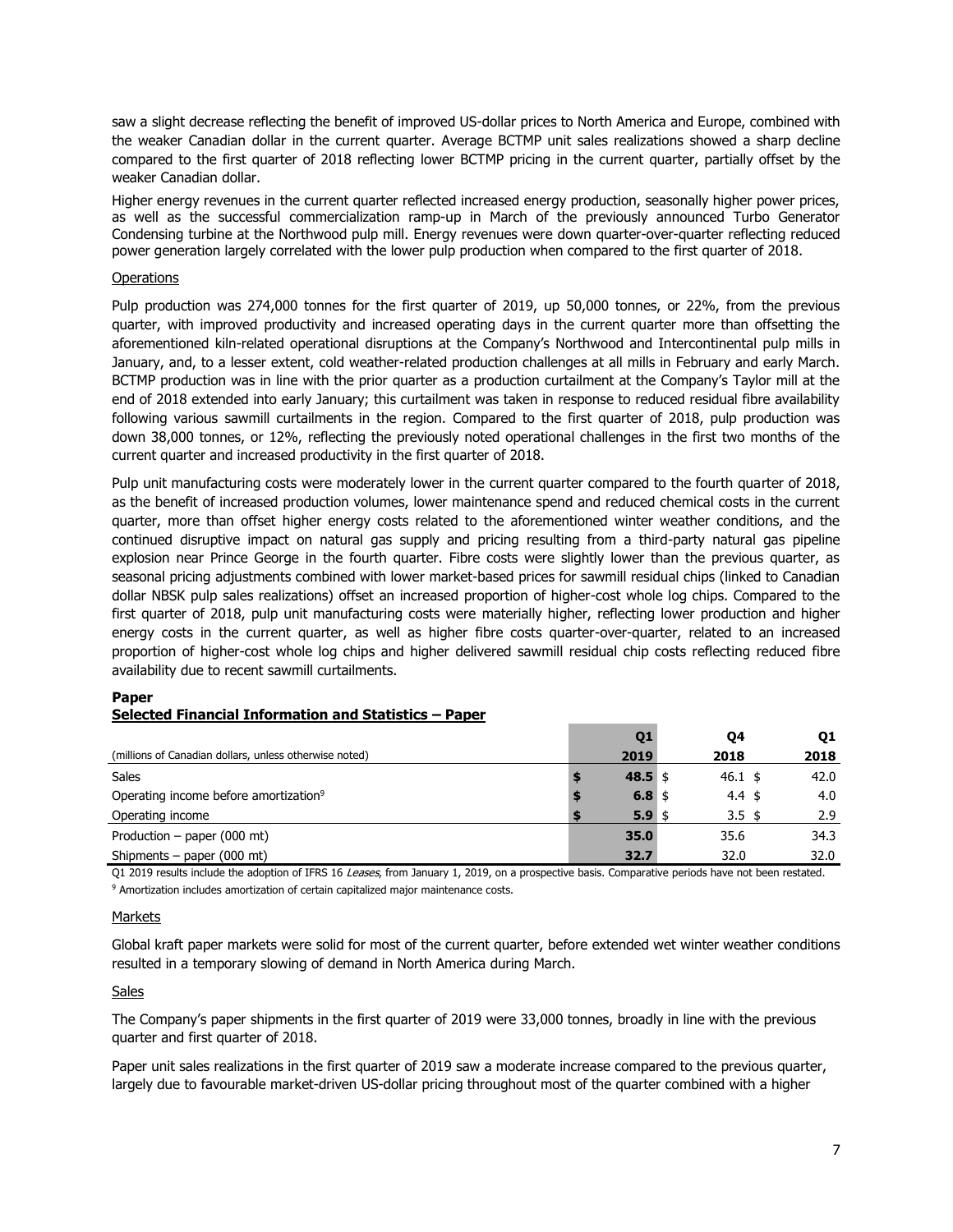saw a slight decrease reflecting the benefit of improved US-dollar prices to North America and Europe, combined with the weaker Canadian dollar in the current quarter. Average BCTMP unit sales realizations showed a sharp decline compared to the first quarter of 2018 reflecting lower BCTMP pricing in the current quarter, partially offset by the weaker Canadian dollar.

Higher energy revenues in the current quarter reflected increased energy production, seasonally higher power prices, as well as the successful commercialization ramp-up in March of the previously announced Turbo Generator Condensing turbine at the Northwood pulp mill. Energy revenues were down quarter-over-quarter reflecting reduced power generation largely correlated with the lower pulp production when compared to the first quarter of 2018.

Operations

Pulp production was 274,000 tonnes for the first quarter of 2019, up 50,000 tonnes, or 22%, from the previous quarter, with improved productivity and increased operating days in the current quarter more than offsetting the aforementioned kiln-related operational disruptions at the Company's Northwood and Intercontinental pulp mills in January, and, to a lesser extent, cold weather-related production challenges at all mills in February and early March. BCTMP production was in line with the prior quarter as a production curtailment at the Company's Taylor mill at the end of 2018 extended into early January; this curtailment was taken in response to reduced residual fibre availability following various sawmill curtailments in the region. Compared to the first quarter of 2018, pulp production was down 38,000 tonnes, or 12%, reflecting the previously noted operational challenges in the first two months of the current quarter and increased productivity in the first quarter of 2018.

Pulp unit manufacturing costs were moderately lower in the current quarter compared to the fourth quarter of 2018, as the benefit of increased production volumes, lower maintenance spend and reduced chemical costs in the current quarter, more than offset higher energy costs related to the aforementioned winter weather conditions, and the continued disruptive impact on natural gas supply and pricing resulting from a third-party natural gas pipeline explosion near Prince George in the fourth quarter. Fibre costs were slightly lower than the previous quarter, as seasonal pricing adjustments combined with lower market-based prices for sawmill residual chips (linked to Canadian dollar NBSK pulp sales realizations) offset an increased proportion of higher-cost whole log chips. Compared to the first quarter of 2018, pulp unit manufacturing costs were materially higher, reflecting lower production and higher energy costs in the current quarter, as well as higher fibre costs quarter-over-quarter, related to an increased proportion of higher-cost whole log chips and higher delivered sawmill residual chip costs reflecting reduced fibre availability due to recent sawmill curtailments.

**Paper**

**Selected Financial Information and Statistics – Paper**

| (millions of Canadian dollars, unless otherwise noted) | Q1 2019 | Q4 2018 | Q1 2018 |
|---|---|---|---|
| Sales | $ 48.5 | $ 46.1 | $ 42.0 |
| Operating income before amortization[9] | $ 6.8 | $ 4.4 | $ 4.0 |
| Operating income | $ 5.9 | $ 3.5 | $ 2.9 |
| Production – paper (000 mt) | 35.0 | 35.6 | 34.3 |
| Shipments – paper (000 mt) | 32.7 | 32.0 | 32.0 |

Q1 2019 results include the adoption of IFRS 16 *Leases*, from January 1, 2019, on a prospective basis. Comparative periods have not been restated.

[9] Amortization includes amortization of certain capitalized major maintenance costs.

Markets

Global kraft paper markets were solid for most of the current quarter, before extended wet winter weather conditions resulted in a temporary slowing of demand in North America during March.

Sales

The Company's paper shipments in the first quarter of 2019 were 33,000 tonnes, broadly in line with the previous quarter and first quarter of 2018.

Paper unit sales realizations in the first quarter of 2019 saw a moderate increase compared to the previous quarter, largely due to favourable market-driven US-dollar pricing throughout most of the quarter combined with a higher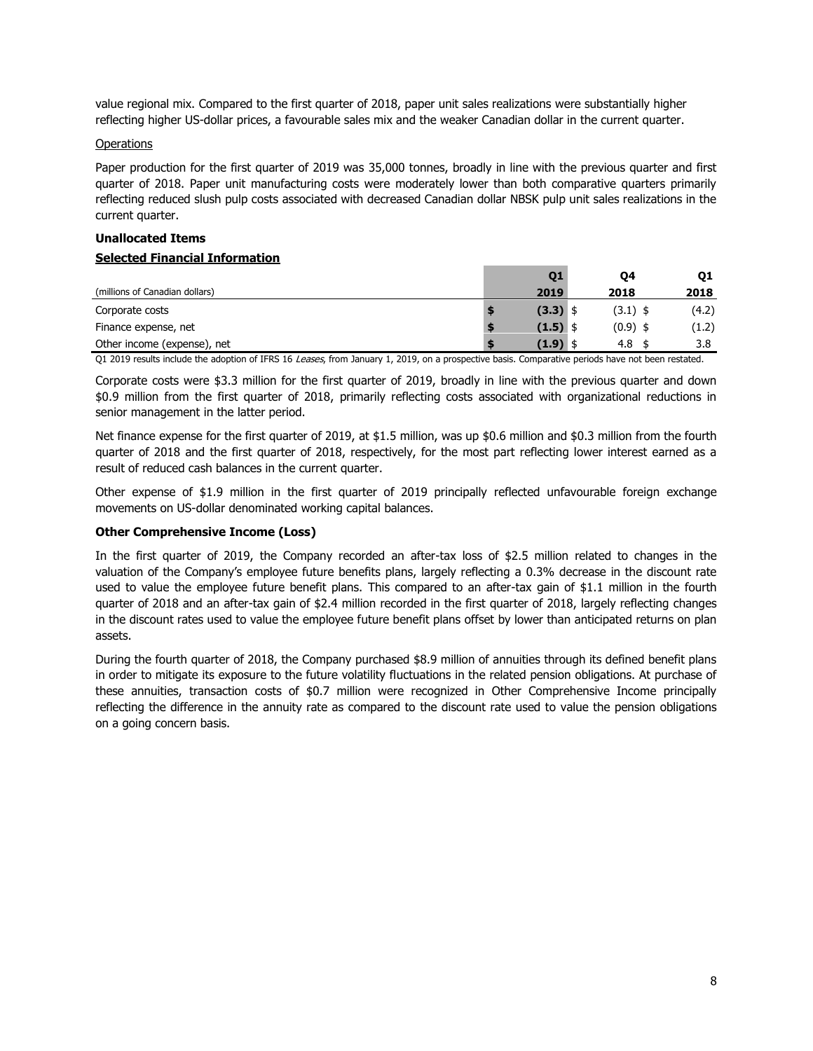value regional mix. Compared to the first quarter of 2018, paper unit sales realizations were substantially higher reflecting higher US-dollar prices, a favourable sales mix and the weaker Canadian dollar in the current quarter.

Operations

Paper production for the first quarter of 2019 was 35,000 tonnes, broadly in line with the previous quarter and first quarter of 2018. Paper unit manufacturing costs were moderately lower than both comparative quarters primarily reflecting reduced slush pulp costs associated with decreased Canadian dollar NBSK pulp unit sales realizations in the current quarter.

**Unallocated Items**

**Selected Financial Information**

| (millions of Canadian dollars) | Q1 2019 | Q4 2018 | Q1 2018 |
|---|---|---|---|
| Corporate costs | **$ (3.3)** | $ (3.1) | $ (4.2) |
| Finance expense, net | **$ (1.5)** | $ (0.9) | $ (1.2) |
| Other income (expense), net | **$ (1.9)** | $ 4.8 | $ 3.8 |

Q1 2019 results include the adoption of IFRS 16 *Leases*, from January 1, 2019, on a prospective basis. Comparative periods have not been restated.

Corporate costs were $3.3 million for the first quarter of 2019, broadly in line with the previous quarter and down $0.9 million from the first quarter of 2018, primarily reflecting costs associated with organizational reductions in senior management in the latter period.

Net finance expense for the first quarter of 2019, at $1.5 million, was up $0.6 million and $0.3 million from the fourth quarter of 2018 and the first quarter of 2018, respectively, for the most part reflecting lower interest earned as a result of reduced cash balances in the current quarter.

Other expense of $1.9 million in the first quarter of 2019 principally reflected unfavourable foreign exchange movements on US-dollar denominated working capital balances.

**Other Comprehensive Income (Loss)**

In the first quarter of 2019, the Company recorded an after-tax loss of $2.5 million related to changes in the valuation of the Company's employee future benefits plans, largely reflecting a 0.3% decrease in the discount rate used to value the employee future benefit plans. This compared to an after-tax gain of $1.1 million in the fourth quarter of 2018 and an after-tax gain of $2.4 million recorded in the first quarter of 2018, largely reflecting changes in the discount rates used to value the employee future benefit plans offset by lower than anticipated returns on plan assets.

During the fourth quarter of 2018, the Company purchased $8.9 million of annuities through its defined benefit plans in order to mitigate its exposure to the future volatility fluctuations in the related pension obligations. At purchase of these annuities, transaction costs of $0.7 million were recognized in Other Comprehensive Income principally reflecting the difference in the annuity rate as compared to the discount rate used to value the pension obligations on a going concern basis.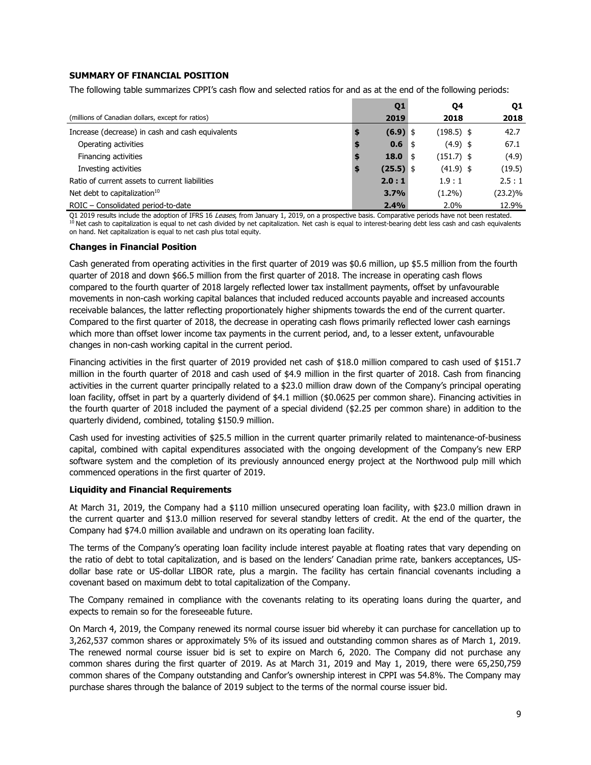**SUMMARY OF FINANCIAL POSITION**

The following table summarizes CPPI's cash flow and selected ratios for and as at the end of the following periods:

| (millions of Canadian dollars, except for ratios) | Q1 2019 | Q4 2018 | Q1 2018 |
|---|---|---|---|
| Increase (decrease) in cash and cash equivalents | **$ (6.9)** | $ (198.5) | $ 42.7 |
| Operating activities | **$ 0.6** | $ (4.9) | $ 67.1 |
| Financing activities | **$ 18.0** | $ (151.7) | $ (4.9) |
| Investing activities | **$ (25.5)** | $ (41.9) | $ (19.5) |
| Ratio of current assets to current liabilities | **2.0 : 1** | 1.9 : 1 | 2.5 : 1 |
| Net debt to capitalization[10] | **3.7%** | (1.2%) | (23.2)% |
| ROIC – Consolidated period-to-date | **2.4%** | 2.0% | 12.9% |

Q1 2019 results include the adoption of IFRS 16 *Leases*, from January 1, 2019, on a prospective basis. Comparative periods have not been restated.
[10] Net cash to capitalization is equal to net cash divided by net capitalization. Net cash is equal to interest-bearing debt less cash and cash equivalents on hand. Net capitalization is equal to net cash plus total equity.

**Changes in Financial Position**

Cash generated from operating activities in the first quarter of 2019 was $0.6 million, up $5.5 million from the fourth quarter of 2018 and down $66.5 million from the first quarter of 2018. The increase in operating cash flows compared to the fourth quarter of 2018 largely reflected lower tax installment payments, offset by unfavourable movements in non-cash working capital balances that included reduced accounts payable and increased accounts receivable balances, the latter reflecting proportionately higher shipments towards the end of the current quarter. Compared to the first quarter of 2018, the decrease in operating cash flows primarily reflected lower cash earnings which more than offset lower income tax payments in the current period, and, to a lesser extent, unfavourable changes in non-cash working capital in the current period.

Financing activities in the first quarter of 2019 provided net cash of $18.0 million compared to cash used of $151.7 million in the fourth quarter of 2018 and cash used of $4.9 million in the first quarter of 2018. Cash from financing activities in the current quarter principally related to a $23.0 million draw down of the Company's principal operating loan facility, offset in part by a quarterly dividend of $4.1 million ($0.0625 per common share). Financing activities in the fourth quarter of 2018 included the payment of a special dividend ($2.25 per common share) in addition to the quarterly dividend, combined, totaling $150.9 million.

Cash used for investing activities of $25.5 million in the current quarter primarily related to maintenance-of-business capital, combined with capital expenditures associated with the ongoing development of the Company's new ERP software system and the completion of its previously announced energy project at the Northwood pulp mill which commenced operations in the first quarter of 2019.

**Liquidity and Financial Requirements**

At March 31, 2019, the Company had a $110 million unsecured operating loan facility, with $23.0 million drawn in the current quarter and $13.0 million reserved for several standby letters of credit. At the end of the quarter, the Company had $74.0 million available and undrawn on its operating loan facility.

The terms of the Company's operating loan facility include interest payable at floating rates that vary depending on the ratio of debt to total capitalization, and is based on the lenders' Canadian prime rate, bankers acceptances, US-dollar base rate or US-dollar LIBOR rate, plus a margin. The facility has certain financial covenants including a covenant based on maximum debt to total capitalization of the Company.

The Company remained in compliance with the covenants relating to its operating loans during the quarter, and expects to remain so for the foreseeable future.

On March 4, 2019, the Company renewed its normal course issuer bid whereby it can purchase for cancellation up to 3,262,537 common shares or approximately 5% of its issued and outstanding common shares as of March 1, 2019. The renewed normal course issuer bid is set to expire on March 6, 2020. The Company did not purchase any common shares during the first quarter of 2019. As at March 31, 2019 and May 1, 2019, there were 65,250,759 common shares of the Company outstanding and Canfor's ownership interest in CPPI was 54.8%. The Company may purchase shares through the balance of 2019 subject to the terms of the normal course issuer bid.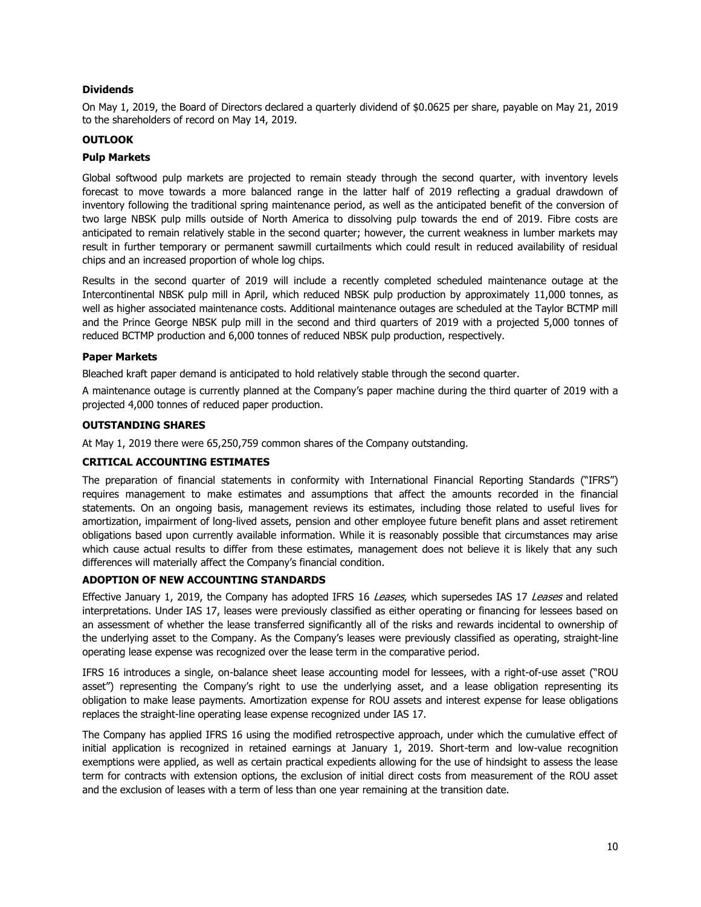### Dividends

On May 1, 2019, the Board of Directors declared a quarterly dividend of $0.0625 per share, payable on May 21, 2019 to the shareholders of record on May 14, 2019.

## OUTLOOK

### Pulp Markets

Global softwood pulp markets are projected to remain steady through the second quarter, with inventory levels forecast to move towards a more balanced range in the latter half of 2019 reflecting a gradual drawdown of inventory following the traditional spring maintenance period, as well as the anticipated benefit of the conversion of two large NBSK pulp mills outside of North America to dissolving pulp towards the end of 2019. Fibre costs are anticipated to remain relatively stable in the second quarter; however, the current weakness in lumber markets may result in further temporary or permanent sawmill curtailments which could result in reduced availability of residual chips and an increased proportion of whole log chips.

Results in the second quarter of 2019 will include a recently completed scheduled maintenance outage at the Intercontinental NBSK pulp mill in April, which reduced NBSK pulp production by approximately 11,000 tonnes, as well as higher associated maintenance costs. Additional maintenance outages are scheduled at the Taylor BCTMP mill and the Prince George NBSK pulp mill in the second and third quarters of 2019 with a projected 5,000 tonnes of reduced BCTMP production and 6,000 tonnes of reduced NBSK pulp production, respectively.

### Paper Markets

Bleached kraft paper demand is anticipated to hold relatively stable through the second quarter.

A maintenance outage is currently planned at the Company's paper machine during the third quarter of 2019 with a projected 4,000 tonnes of reduced paper production.

## OUTSTANDING SHARES

At May 1, 2019 there were 65,250,759 common shares of the Company outstanding.

## CRITICAL ACCOUNTING ESTIMATES

The preparation of financial statements in conformity with International Financial Reporting Standards ("IFRS") requires management to make estimates and assumptions that affect the amounts recorded in the financial statements. On an ongoing basis, management reviews its estimates, including those related to useful lives for amortization, impairment of long-lived assets, pension and other employee future benefit plans and asset retirement obligations based upon currently available information. While it is reasonably possible that circumstances may arise which cause actual results to differ from these estimates, management does not believe it is likely that any such differences will materially affect the Company's financial condition.

## ADOPTION OF NEW ACCOUNTING STANDARDS

Effective January 1, 2019, the Company has adopted IFRS 16 *Leases*, which supersedes IAS 17 *Leases* and related interpretations. Under IAS 17, leases were previously classified as either operating or financing for lessees based on an assessment of whether the lease transferred significantly all of the risks and rewards incidental to ownership of the underlying asset to the Company. As the Company's leases were previously classified as operating, straight-line operating lease expense was recognized over the lease term in the comparative period.

IFRS 16 introduces a single, on-balance sheet lease accounting model for lessees, with a right-of-use asset ("ROU asset") representing the Company's right to use the underlying asset, and a lease obligation representing its obligation to make lease payments. Amortization expense for ROU assets and interest expense for lease obligations replaces the straight-line operating lease expense recognized under IAS 17.

The Company has applied IFRS 16 using the modified retrospective approach, under which the cumulative effect of initial application is recognized in retained earnings at January 1, 2019. Short-term and low-value recognition exemptions were applied, as well as certain practical expedients allowing for the use of hindsight to assess the lease term for contracts with extension options, the exclusion of initial direct costs from measurement of the ROU asset and the exclusion of leases with a term of less than one year remaining at the transition date.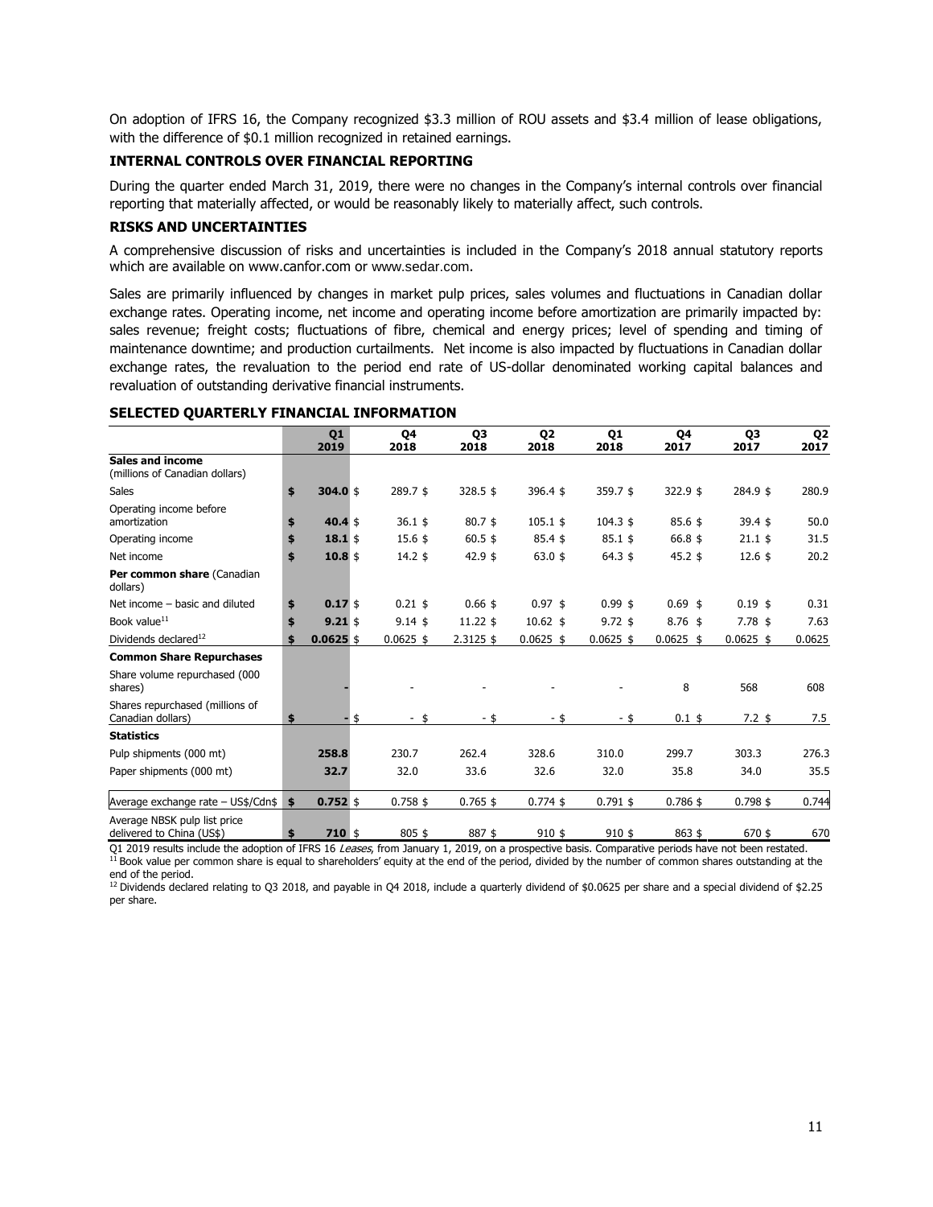On adoption of IFRS 16, the Company recognized \$3.3 million of ROU assets and \$3.4 million of lease obligations, with the difference of \$0.1 million recognized in retained earnings.

### INTERNAL CONTROLS OVER FINANCIAL REPORTING

During the quarter ended March 31, 2019, there were no changes in the Company's internal controls over financial reporting that materially affected, or would be reasonably likely to materially affect, such controls.

### RISKS AND UNCERTAINTIES

A comprehensive discussion of risks and uncertainties is included in the Company's 2018 annual statutory reports which are available on www.canfor.com or www.sedar.com.

Sales are primarily influenced by changes in market pulp prices, sales volumes and fluctuations in Canadian dollar exchange rates. Operating income, net income and operating income before amortization are primarily impacted by: sales revenue; freight costs; fluctuations of fibre, chemical and energy prices; level of spending and timing of maintenance downtime; and production curtailments. Net income is also impacted by fluctuations in Canadian dollar exchange rates, the revaluation to the period end rate of US-dollar denominated working capital balances and revaluation of outstanding derivative financial instruments.

### SELECTED QUARTERLY FINANCIAL INFORMATION

| | Q1 2019 | Q4 2018 | Q3 2018 | Q2 2018 | Q1 2018 | Q4 2017 | Q3 2017 | Q2 2017 |
|---|---|---|---|---|---|---|---|---|
| **Sales and income** (millions of Canadian dollars) | | | | | | | | |
| Sales | **\$ 304.0** | \$ 289.7 | \$ 328.5 | \$ 396.4 | \$ 359.7 | \$ 322.9 | \$ 284.9 | \$ 280.9 |
| Operating income before amortization | **\$ 40.4** | \$ 36.1 | \$ 80.7 | \$ 105.1 | \$ 104.3 | \$ 85.6 | \$ 39.4 | \$ 50.0 |
| Operating income | **\$ 18.1** | \$ 15.6 | \$ 60.5 | \$ 85.4 | \$ 85.1 | \$ 66.8 | \$ 21.1 | \$ 31.5 |
| Net income | **\$ 10.8** | \$ 14.2 | \$ 42.9 | \$ 63.0 | \$ 64.3 | \$ 45.2 | \$ 12.6 | \$ 20.2 |
| **Per common share** (Canadian dollars) | | | | | | | | |
| Net income – basic and diluted | **\$ 0.17** | \$ 0.21 | \$ 0.66 | \$ 0.97 | \$ 0.99 | \$ 0.69 | \$ 0.19 | \$ 0.31 |
| Book value[11] | **\$ 9.21** | \$ 9.14 | \$ 11.22 | \$ 10.62 | \$ 9.72 | \$ 8.76 | \$ 7.78 | \$ 7.63 |
| Dividends declared[12] | **\$ 0.0625** | \$ 0.0625 | \$ 2.3125 | \$ 0.0625 | \$ 0.0625 | \$ 0.0625 | \$ 0.0625 | \$ 0.0625 |
| **Common Share Repurchases** | | | | | | | | |
| Share volume repurchased (000 shares) | **-** | - | - | - | - | 8 | 568 | 608 |
| Shares repurchased (millions of Canadian dollars) | **\$ -** | \$ - | \$ - | \$ - | \$ - | \$ 0.1 | \$ 7.2 | \$ 7.5 |
| **Statistics** | | | | | | | | |
| Pulp shipments (000 mt) | **258.8** | 230.7 | 262.4 | 328.6 | 310.0 | 299.7 | 303.3 | 276.3 |
| Paper shipments (000 mt) | **32.7** | 32.0 | 33.6 | 32.6 | 32.0 | 35.8 | 34.0 | 35.5 |
| Average exchange rate – US\$/Cdn\$ | **\$ 0.752** | \$ 0.758 | \$ 0.765 | \$ 0.774 | \$ 0.791 | \$ 0.786 | \$ 0.798 | \$ 0.744 |
| Average NBSK pulp list price delivered to China (US\$) | **\$ 710** | \$ 805 | \$ 887 | \$ 910 | \$ 910 | \$ 863 | \$ 670 | \$ 670 |

Q1 2019 results include the adoption of IFRS 16 *Leases*, from January 1, 2019, on a prospective basis. Comparative periods have not been restated.

[11] Book value per common share is equal to shareholders' equity at the end of the period, divided by the number of common shares outstanding at the end of the period.

[12] Dividends declared relating to Q3 2018, and payable in Q4 2018, include a quarterly dividend of \$0.0625 per share and a special dividend of \$2.25 per share.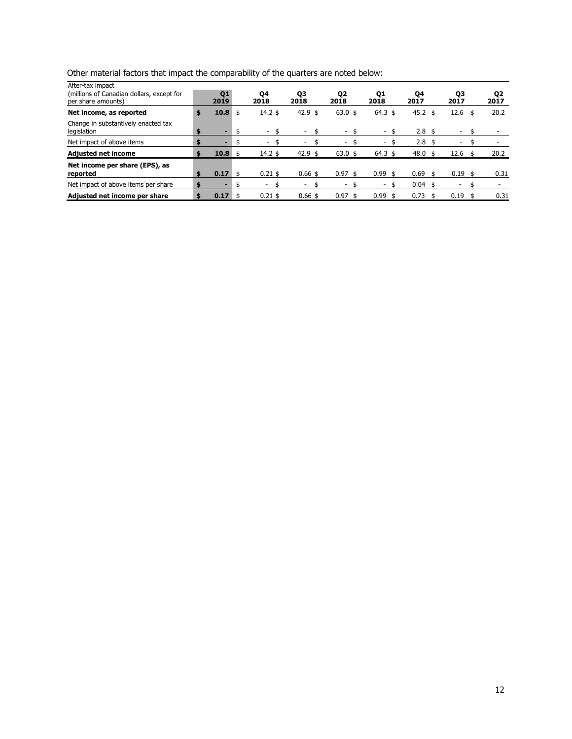Other material factors that impact the comparability of the quarters are noted below:

| After-tax impact (millions of Canadian dollars, except for per share amounts) | Q1 2019 | Q4 2018 | Q3 2018 | Q2 2018 | Q1 2018 | Q4 2017 | Q3 2017 | Q2 2017 |
|---|---|---|---|---|---|---|---|---|
| **Net income, as reported** | **$ 10.8** | $ 14.2 | $ 42.9 | $ 63.0 | $ 64.3 | $ 45.2 | $ 12.6 | $ 20.2 |
| Change in substantively enacted tax legislation | **$ -** | $ - | $ - | $ - | $ - | $ 2.8 | $ - | $ - |
| Net impact of above items | **$ -** | $ - | $ - | $ - | $ - | $ 2.8 | $ - | $ - |
| **Adjusted net income** | **$ 10.8** | $ 14.2 | $ 42.9 | $ 63.0 | $ 64.3 | $ 48.0 | $ 12.6 | $ 20.2 |
| **Net income per share (EPS), as reported** | **$ 0.17** | $ 0.21 | $ 0.66 | $ 0.97 | $ 0.99 | $ 0.69 | $ 0.19 | $ 0.31 |
| Net impact of above items per share | **$ -** | $ - | $ - | $ - | $ - | $ 0.04 | $ - | $ - |
| **Adjusted net income per share** | **$ 0.17** | $ 0.21 | $ 0.66 | $ 0.97 | $ 0.99 | $ 0.73 | $ 0.19 | $ 0.31 |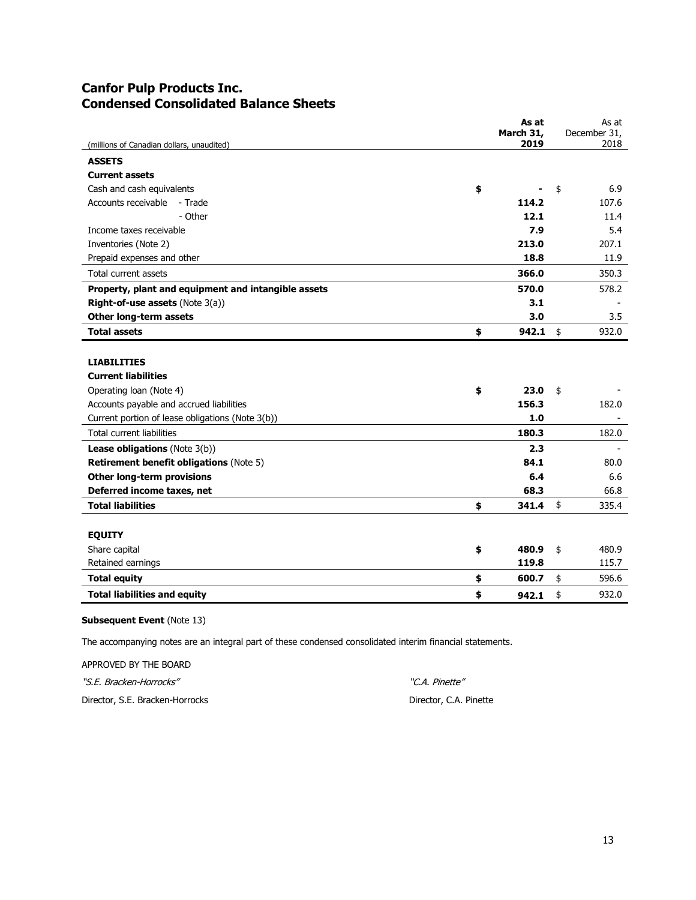# Canfor Pulp Products Inc.
# Condensed Consolidated Balance Sheets

| (millions of Canadian dollars, unaudited) | As at March 31, 2019 | As at December 31, 2018 |
|---|---|---|
| **ASSETS** | | |
| **Current assets** | | |
| Cash and cash equivalents | $ - | $ 6.9 |
| Accounts receivable - Trade | 114.2 | 107.6 |
| - Other | 12.1 | 11.4 |
| Income taxes receivable | 7.9 | 5.4 |
| Inventories (Note 2) | 213.0 | 207.1 |
| Prepaid expenses and other | 18.8 | 11.9 |
| Total current assets | 366.0 | 350.3 |
| **Property, plant and equipment and intangible assets** | 570.0 | 578.2 |
| **Right-of-use assets** (Note 3(a)) | 3.1 | - |
| **Other long-term assets** | 3.0 | 3.5 |
| **Total assets** | $ 942.1 | $ 932.0 |
| | | |
| **LIABILITIES** | | |
| **Current liabilities** | | |
| Operating loan (Note 4) | $ 23.0 | $ - |
| Accounts payable and accrued liabilities | 156.3 | 182.0 |
| Current portion of lease obligations (Note 3(b)) | 1.0 | - |
| Total current liabilities | 180.3 | 182.0 |
| **Lease obligations** (Note 3(b)) | 2.3 | - |
| **Retirement benefit obligations** (Note 5) | 84.1 | 80.0 |
| **Other long-term provisions** | 6.4 | 6.6 |
| **Deferred income taxes, net** | 68.3 | 66.8 |
| **Total liabilities** | $ 341.4 | $ 335.4 |
| | | |
| **EQUITY** | | |
| Share capital | $ 480.9 | $ 480.9 |
| Retained earnings | 119.8 | 115.7 |
| **Total equity** | $ 600.7 | $ 596.6 |
| **Total liabilities and equity** | $ 942.1 | $ 932.0 |

**Subsequent Event** (Note 13)

The accompanying notes are an integral part of these condensed consolidated interim financial statements.

APPROVED BY THE BOARD

*"S.E. Bracken-Horrocks"*

Director, S.E. Bracken-Horrocks

*"C.A. Pinette"*

Director, C.A. Pinette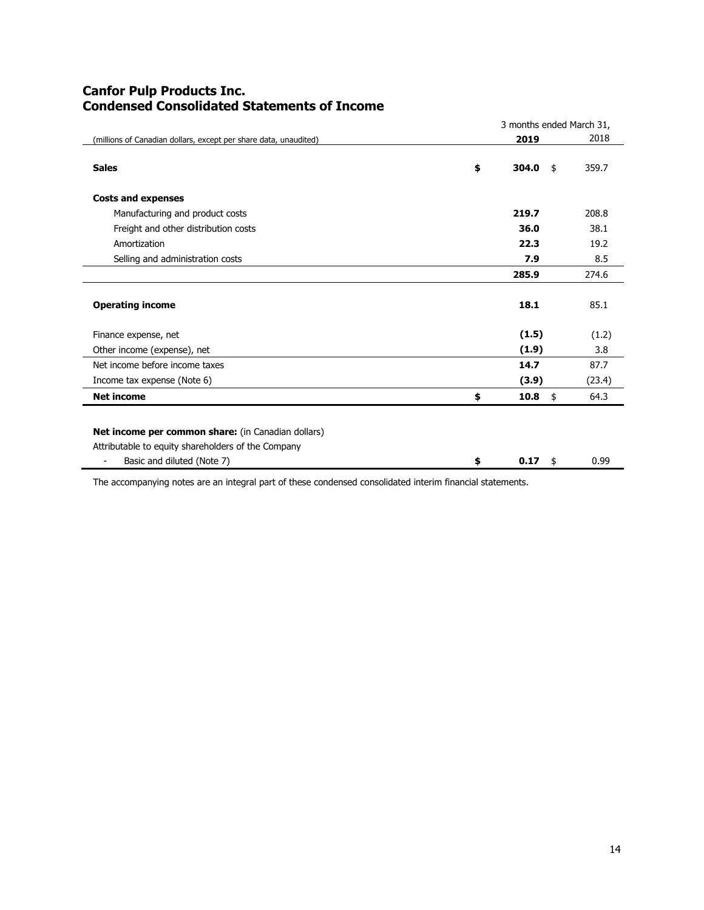# Canfor Pulp Products Inc.
# Condensed Consolidated Statements of Income

| (millions of Canadian dollars, except per share data, unaudited) | 3 months ended March 31, 2019 | 2018 |
|---|---|---|
| **Sales** | **$ 304.0** | $ 359.7 |
| **Costs and expenses** | | |
| Manufacturing and product costs | **219.7** | 208.8 |
| Freight and other distribution costs | **36.0** | 38.1 |
| Amortization | **22.3** | 19.2 |
| Selling and administration costs | **7.9** | 8.5 |
| | **285.9** | 274.6 |
| **Operating income** | **18.1** | 85.1 |
| Finance expense, net | **(1.5)** | (1.2) |
| Other income (expense), net | **(1.9)** | 3.8 |
| Net income before income taxes | **14.7** | 87.7 |
| Income tax expense (Note 6) | **(3.9)** | (23.4) |
| **Net income** | **$ 10.8** | $ 64.3 |
| **Net income per common share:** (in Canadian dollars) | | |
| Attributable to equity shareholders of the Company | | |
| - Basic and diluted (Note 7) | **$ 0.17** | $ 0.99 |

The accompanying notes are an integral part of these condensed consolidated interim financial statements.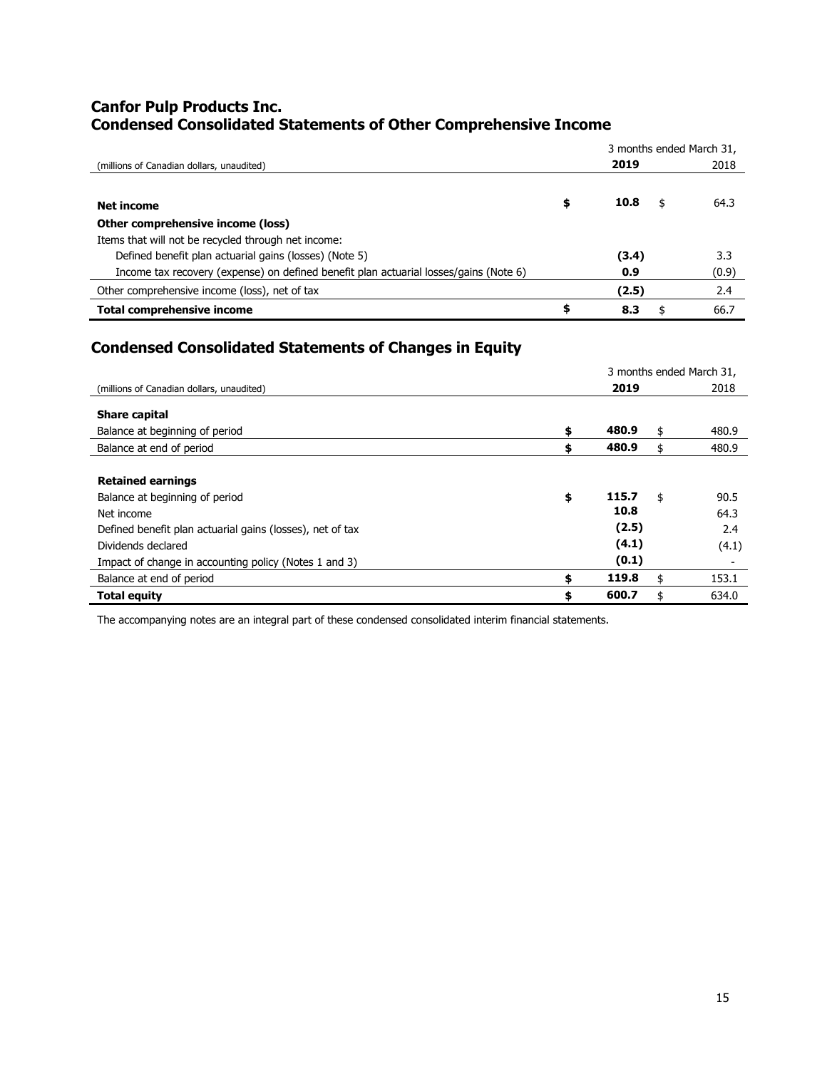# Canfor Pulp Products Inc.
# Condensed Consolidated Statements of Other Comprehensive Income

| (millions of Canadian dollars, unaudited) | 3 months ended March 31, 2019 | 2018 |
|---|---|---|
| **Net income** | **$ 10.8** | $ 64.3 |
| **Other comprehensive income (loss)** | | |
| Items that will not be recycled through net income: | | |
| Defined benefit plan actuarial gains (losses) (Note 5) | **(3.4)** | 3.3 |
| Income tax recovery (expense) on defined benefit plan actuarial losses/gains (Note 6) | **0.9** | (0.9) |
| Other comprehensive income (loss), net of tax | **(2.5)** | 2.4 |
| **Total comprehensive income** | **$ 8.3** | $ 66.7 |

## Condensed Consolidated Statements of Changes in Equity

| (millions of Canadian dollars, unaudited) | 3 months ended March 31, 2019 | 2018 |
|---|---|---|
| **Share capital** | | |
| Balance at beginning of period | **$ 480.9** | $ 480.9 |
| Balance at end of period | **$ 480.9** | $ 480.9 |
| **Retained earnings** | | |
| Balance at beginning of period | **$ 115.7** | $ 90.5 |
| Net income | **10.8** | 64.3 |
| Defined benefit plan actuarial gains (losses), net of tax | **(2.5)** | 2.4 |
| Dividends declared | **(4.1)** | (4.1) |
| Impact of change in accounting policy (Notes 1 and 3) | **(0.1)** | - |
| Balance at end of period | **$ 119.8** | $ 153.1 |
| **Total equity** | **$ 600.7** | $ 634.0 |

The accompanying notes are an integral part of these condensed consolidated interim financial statements.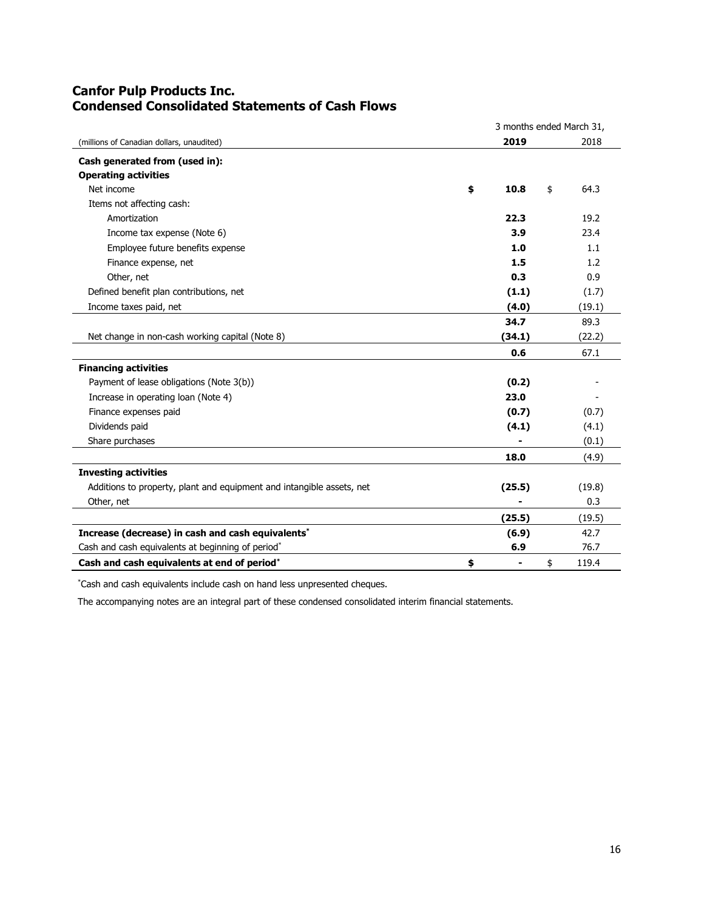# Canfor Pulp Products Inc.
# Condensed Consolidated Statements of Cash Flows

| (millions of Canadian dollars, unaudited) | 3 months ended March 31, 2019 | 2018 |
|---|---|---|
| **Cash generated from (used in):** | | |
| **Operating activities** | | |
| Net income | **$ 10.8** | $ 64.3 |
| Items not affecting cash: | | |
| Amortization | **22.3** | 19.2 |
| Income tax expense (Note 6) | **3.9** | 23.4 |
| Employee future benefits expense | **1.0** | 1.1 |
| Finance expense, net | **1.5** | 1.2 |
| Other, net | **0.3** | 0.9 |
| Defined benefit plan contributions, net | **(1.1)** | (1.7) |
| Income taxes paid, net | **(4.0)** | (19.1) |
| | **34.7** | 89.3 |
| Net change in non-cash working capital (Note 8) | **(34.1)** | (22.2) |
| | **0.6** | 67.1 |
| **Financing activities** | | |
| Payment of lease obligations (Note 3(b)) | **(0.2)** | - |
| Increase in operating loan (Note 4) | **23.0** | - |
| Finance expenses paid | **(0.7)** | (0.7) |
| Dividends paid | **(4.1)** | (4.1) |
| Share purchases | **-** | (0.1) |
| | **18.0** | (4.9) |
| **Investing activities** | | |
| Additions to property, plant and equipment and intangible assets, net | **(25.5)** | (19.8) |
| Other, net | **-** | 0.3 |
| | **(25.5)** | (19.5) |
| **Increase (decrease) in cash and cash equivalents*** | **(6.9)** | 42.7 |
| Cash and cash equivalents at beginning of period* | **6.9** | 76.7 |
| **Cash and cash equivalents at end of period*** | **$ -** | $ 119.4 |

*Cash and cash equivalents include cash on hand less unpresented cheques.

The accompanying notes are an integral part of these condensed consolidated interim financial statements.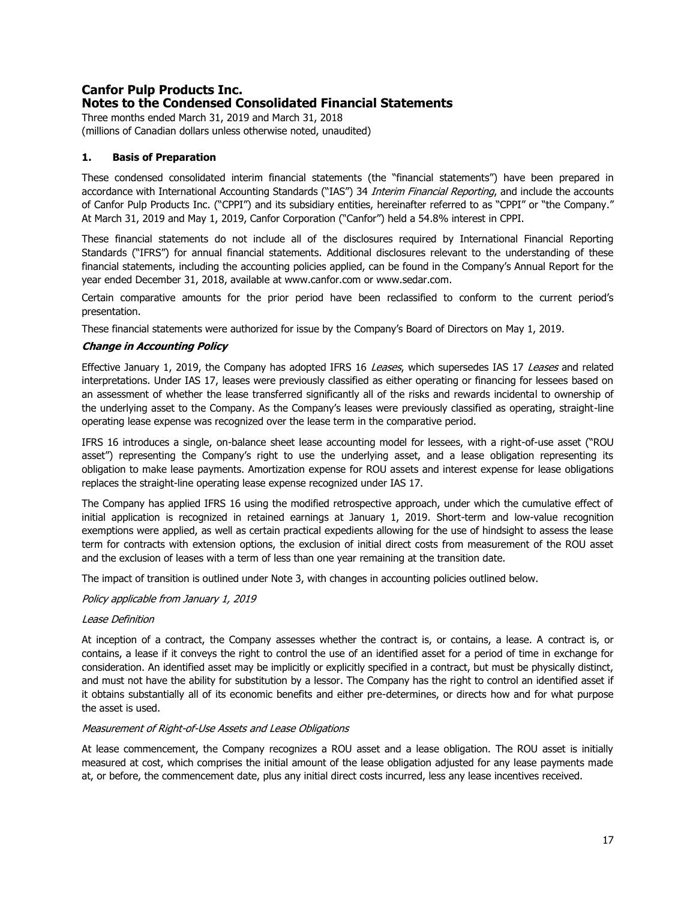# Canfor Pulp Products Inc.
## Notes to the Condensed Consolidated Financial Statements

Three months ended March 31, 2019 and March 31, 2018
(millions of Canadian dollars unless otherwise noted, unaudited)

### 1. Basis of Preparation

These condensed consolidated interim financial statements (the "financial statements") have been prepared in accordance with International Accounting Standards ("IAS") 34 *Interim Financial Reporting*, and include the accounts of Canfor Pulp Products Inc. ("CPPI") and its subsidiary entities, hereinafter referred to as "CPPI" or "the Company." At March 31, 2019 and May 1, 2019, Canfor Corporation ("Canfor") held a 54.8% interest in CPPI.

These financial statements do not include all of the disclosures required by International Financial Reporting Standards ("IFRS") for annual financial statements. Additional disclosures relevant to the understanding of these financial statements, including the accounting policies applied, can be found in the Company's Annual Report for the year ended December 31, 2018, available at www.canfor.com or www.sedar.com.

Certain comparative amounts for the prior period have been reclassified to conform to the current period's presentation.

These financial statements were authorized for issue by the Company's Board of Directors on May 1, 2019.

***Change in Accounting Policy***

Effective January 1, 2019, the Company has adopted IFRS 16 *Leases*, which supersedes IAS 17 *Leases* and related interpretations. Under IAS 17, leases were previously classified as either operating or financing for lessees based on an assessment of whether the lease transferred significantly all of the risks and rewards incidental to ownership of the underlying asset to the Company. As the Company's leases were previously classified as operating, straight-line operating lease expense was recognized over the lease term in the comparative period.

IFRS 16 introduces a single, on-balance sheet lease accounting model for lessees, with a right-of-use asset ("ROU asset") representing the Company's right to use the underlying asset, and a lease obligation representing its obligation to make lease payments. Amortization expense for ROU assets and interest expense for lease obligations replaces the straight-line operating lease expense recognized under IAS 17.

The Company has applied IFRS 16 using the modified retrospective approach, under which the cumulative effect of initial application is recognized in retained earnings at January 1, 2019. Short-term and low-value recognition exemptions were applied, as well as certain practical expedients allowing for the use of hindsight to assess the lease term for contracts with extension options, the exclusion of initial direct costs from measurement of the ROU asset and the exclusion of leases with a term of less than one year remaining at the transition date.

The impact of transition is outlined under Note 3, with changes in accounting policies outlined below.

*Policy applicable from January 1, 2019*

*Lease Definition*

At inception of a contract, the Company assesses whether the contract is, or contains, a lease. A contract is, or contains, a lease if it conveys the right to control the use of an identified asset for a period of time in exchange for consideration. An identified asset may be implicitly or explicitly specified in a contract, but must be physically distinct, and must not have the ability for substitution by a lessor. The Company has the right to control an identified asset if it obtains substantially all of its economic benefits and either pre-determines, or directs how and for what purpose the asset is used.

*Measurement of Right-of-Use Assets and Lease Obligations*

At lease commencement, the Company recognizes a ROU asset and a lease obligation. The ROU asset is initially measured at cost, which comprises the initial amount of the lease obligation adjusted for any lease payments made at, or before, the commencement date, plus any initial direct costs incurred, less any lease incentives received.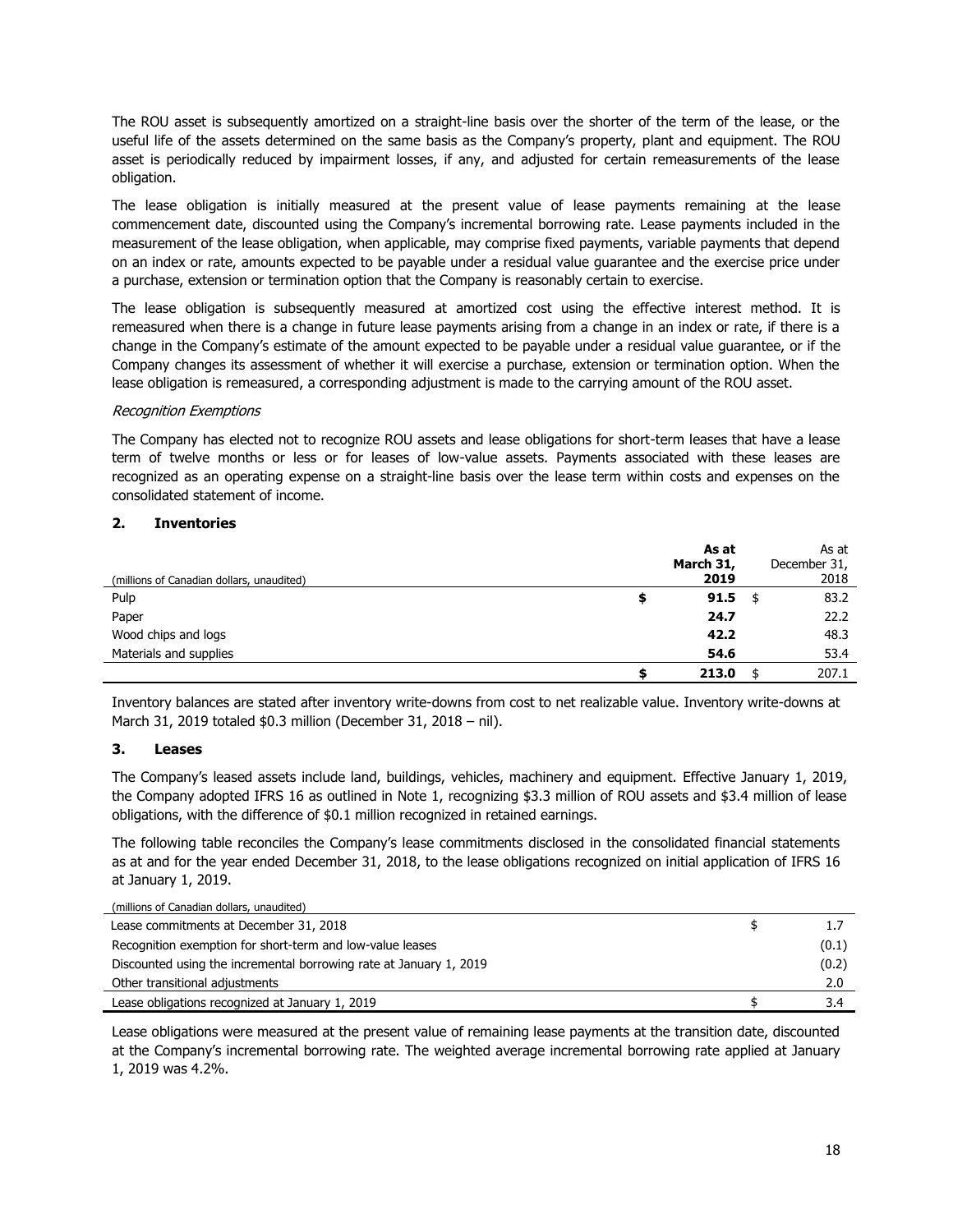The ROU asset is subsequently amortized on a straight-line basis over the shorter of the term of the lease, or the useful life of the assets determined on the same basis as the Company's property, plant and equipment. The ROU asset is periodically reduced by impairment losses, if any, and adjusted for certain remeasurements of the lease obligation.

The lease obligation is initially measured at the present value of lease payments remaining at the lease commencement date, discounted using the Company's incremental borrowing rate. Lease payments included in the measurement of the lease obligation, when applicable, may comprise fixed payments, variable payments that depend on an index or rate, amounts expected to be payable under a residual value guarantee and the exercise price under a purchase, extension or termination option that the Company is reasonably certain to exercise.

The lease obligation is subsequently measured at amortized cost using the effective interest method. It is remeasured when there is a change in future lease payments arising from a change in an index or rate, if there is a change in the Company's estimate of the amount expected to be payable under a residual value guarantee, or if the Company changes its assessment of whether it will exercise a purchase, extension or termination option. When the lease obligation is remeasured, a corresponding adjustment is made to the carrying amount of the ROU asset.

*Recognition Exemptions*

The Company has elected not to recognize ROU assets and lease obligations for short-term leases that have a lease term of twelve months or less or for leases of low-value assets. Payments associated with these leases are recognized as an operating expense on a straight-line basis over the lease term within costs and expenses on the consolidated statement of income.

## 2. Inventories

| (millions of Canadian dollars, unaudited) | **As at March 31, 2019** | As at December 31, 2018 |
|---|---|---|
| Pulp | **$ 91.5** | $ 83.2 |
| Paper | **24.7** | 22.2 |
| Wood chips and logs | **42.2** | 48.3 |
| Materials and supplies | **54.6** | 53.4 |
| | **$ 213.0** | $ 207.1 |

Inventory balances are stated after inventory write-downs from cost to net realizable value. Inventory write-downs at March 31, 2019 totaled $0.3 million (December 31, 2018 – nil).

## 3. Leases

The Company's leased assets include land, buildings, vehicles, machinery and equipment. Effective January 1, 2019, the Company adopted IFRS 16 as outlined in Note 1, recognizing $3.3 million of ROU assets and $3.4 million of lease obligations, with the difference of $0.1 million recognized in retained earnings.

The following table reconciles the Company's lease commitments disclosed in the consolidated financial statements as at and for the year ended December 31, 2018, to the lease obligations recognized on initial application of IFRS 16 at January 1, 2019.

| (millions of Canadian dollars, unaudited) | |
|---|---|
| Lease commitments at December 31, 2018 | $ 1.7 |
| Recognition exemption for short-term and low-value leases | (0.1) |
| Discounted using the incremental borrowing rate at January 1, 2019 | (0.2) |
| Other transitional adjustments | 2.0 |
| Lease obligations recognized at January 1, 2019 | $ 3.4 |

Lease obligations were measured at the present value of remaining lease payments at the transition date, discounted at the Company's incremental borrowing rate. The weighted average incremental borrowing rate applied at January 1, 2019 was 4.2%.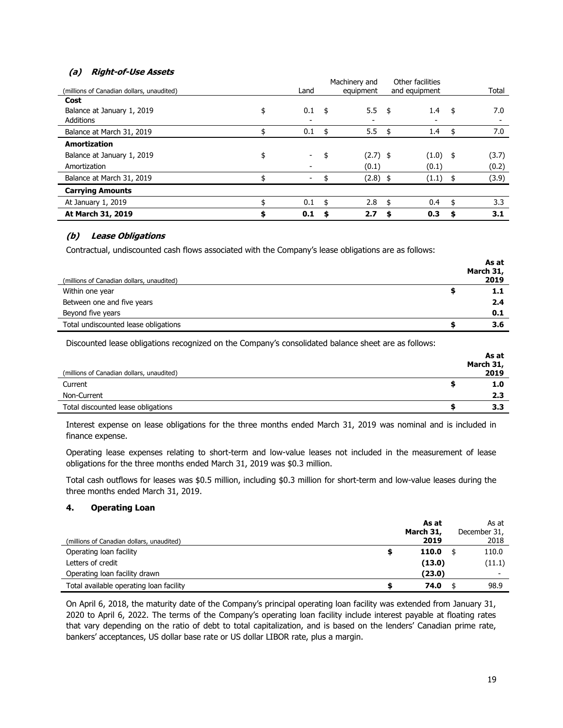### *(a) Right-of-Use Assets*

| (millions of Canadian dollars, unaudited) | Land | Machinery and equipment | Other facilities and equipment | Total |
|---|---|---|---|---|
| **Cost** | | | | |
| Balance at January 1, 2019 | $ 0.1 | $ 5.5 | $ 1.4 | $ 7.0 |
| Additions | - | - | - | - |
| Balance at March 31, 2019 | $ 0.1 | $ 5.5 | $ 1.4 | $ 7.0 |
| **Amortization** | | | | |
| Balance at January 1, 2019 | $ - | $ (2.7) | $ (1.0) | $ (3.7) |
| Amortization | - | (0.1) | (0.1) | (0.2) |
| Balance at March 31, 2019 | $ - | $ (2.8) | $ (1.1) | $ (3.9) |
| **Carrying Amounts** | | | | |
| At January 1, 2019 | $ 0.1 | $ 2.8 | $ 0.4 | $ 3.3 |
| **At March 31, 2019** | **$ 0.1** | **$ 2.7** | **$ 0.3** | **$ 3.1** |

### *(b) Lease Obligations*

Contractual, undiscounted cash flows associated with the Company's lease obligations are as follows:

| (millions of Canadian dollars, unaudited) | **As at March 31, 2019** |
|---|---|
| Within one year | **$ 1.1** |
| Between one and five years | **2.4** |
| Beyond five years | **0.1** |
| Total undiscounted lease obligations | **$ 3.6** |

Discounted lease obligations recognized on the Company's consolidated balance sheet are as follows:

| (millions of Canadian dollars, unaudited) | **As at March 31, 2019** |
|---|---|
| Current | **$ 1.0** |
| Non-Current | **2.3** |
| Total discounted lease obligations | **$ 3.3** |

Interest expense on lease obligations for the three months ended March 31, 2019 was nominal and is included in finance expense.

Operating lease expenses relating to short-term and low-value leases not included in the measurement of lease obligations for the three months ended March 31, 2019 was $0.3 million.

Total cash outflows for leases was $0.5 million, including $0.3 million for short-term and low-value leases during the three months ended March 31, 2019.

## 4. Operating Loan

| (millions of Canadian dollars, unaudited) | **As at March 31, 2019** | As at December 31, 2018 |
|---|---|---|
| Operating loan facility | **$ 110.0** | $ 110.0 |
| Letters of credit | **(13.0)** | (11.1) |
| Operating loan facility drawn | **(23.0)** | - |
| Total available operating loan facility | **$ 74.0** | $ 98.9 |

On April 6, 2018, the maturity date of the Company's principal operating loan facility was extended from January 31, 2020 to April 6, 2022. The terms of the Company's operating loan facility include interest payable at floating rates that vary depending on the ratio of debt to total capitalization, and is based on the lenders' Canadian prime rate, bankers' acceptances, US dollar base rate or US dollar LIBOR rate, plus a margin.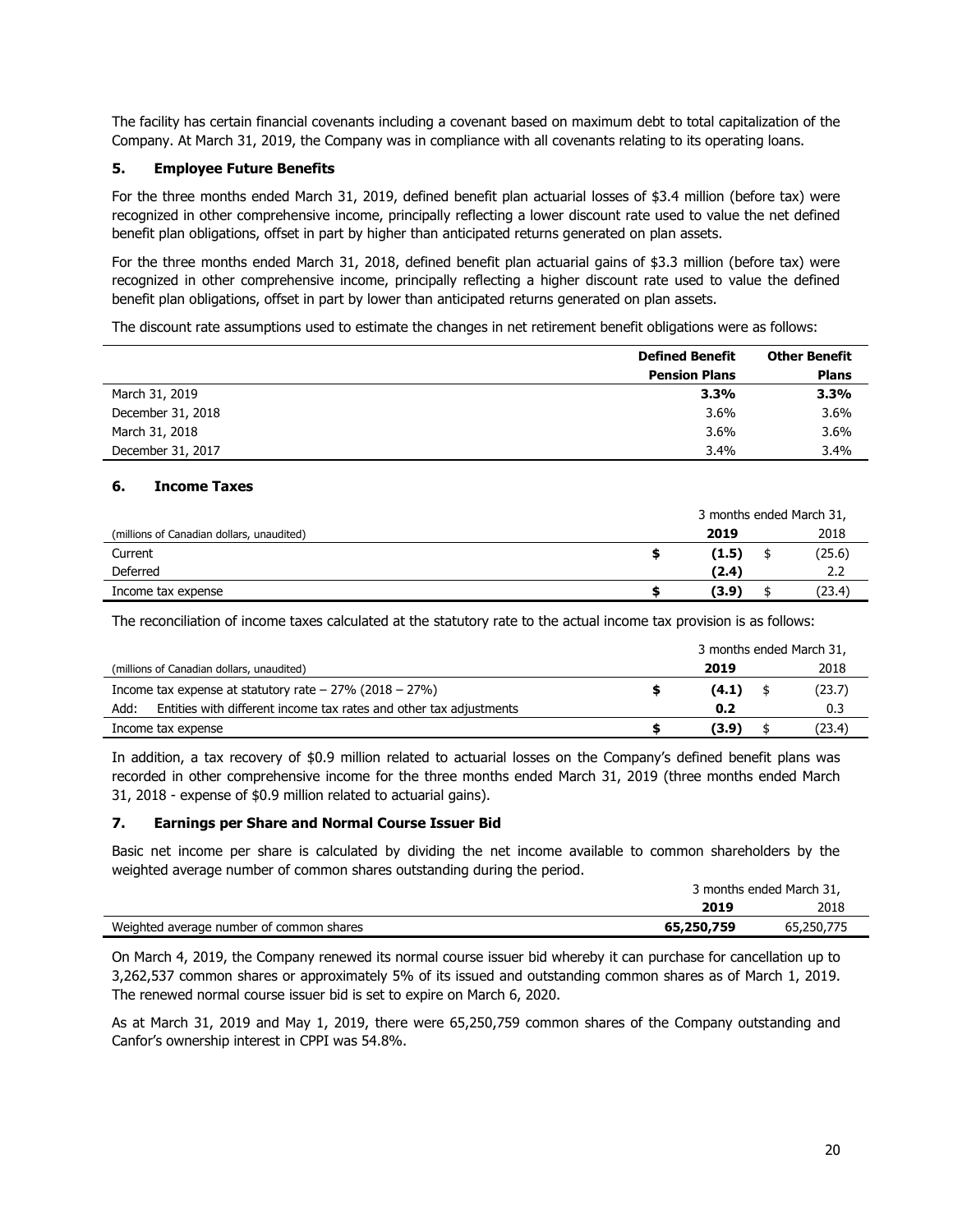The facility has certain financial covenants including a covenant based on maximum debt to total capitalization of the Company. At March 31, 2019, the Company was in compliance with all covenants relating to its operating loans.

### 5. Employee Future Benefits

For the three months ended March 31, 2019, defined benefit plan actuarial losses of $3.4 million (before tax) were recognized in other comprehensive income, principally reflecting a lower discount rate used to value the net defined benefit plan obligations, offset in part by higher than anticipated returns generated on plan assets.

For the three months ended March 31, 2018, defined benefit plan actuarial gains of $3.3 million (before tax) were recognized in other comprehensive income, principally reflecting a higher discount rate used to value the defined benefit plan obligations, offset in part by lower than anticipated returns generated on plan assets.

The discount rate assumptions used to estimate the changes in net retirement benefit obligations were as follows:

| | **Defined Benefit Pension Plans** | **Other Benefit Plans** |
|---|---|---|
| March 31, 2019 | **3.3%** | **3.3%** |
| December 31, 2018 | 3.6% | 3.6% |
| March 31, 2018 | 3.6% | 3.6% |
| December 31, 2017 | 3.4% | 3.4% |

### 6. Income Taxes

| | 3 months ended March 31, | |
|---|---|---|
| (millions of Canadian dollars, unaudited) | **2019** | 2018 |
| Current | **$ (1.5)** | $ (25.6) |
| Deferred | **(2.4)** | 2.2 |
| Income tax expense | **$ (3.9)** | $ (23.4) |

The reconciliation of income taxes calculated at the statutory rate to the actual income tax provision is as follows:

| | 3 months ended March 31, | |
|---|---|---|
| (millions of Canadian dollars, unaudited) | **2019** | 2018 |
| Income tax expense at statutory rate – 27% (2018 – 27%) | **$ (4.1)** | $ (23.7) |
| Add: Entities with different income tax rates and other tax adjustments | **0.2** | 0.3 |
| Income tax expense | **$ (3.9)** | $ (23.4) |

In addition, a tax recovery of $0.9 million related to actuarial losses on the Company's defined benefit plans was recorded in other comprehensive income for the three months ended March 31, 2019 (three months ended March 31, 2018 - expense of $0.9 million related to actuarial gains).

### 7. Earnings per Share and Normal Course Issuer Bid

Basic net income per share is calculated by dividing the net income available to common shareholders by the weighted average number of common shares outstanding during the period.

| | 3 months ended March 31, | |
|---|---|---|
| | **2019** | 2018 |
| Weighted average number of common shares | **65,250,759** | 65,250,775 |

On March 4, 2019, the Company renewed its normal course issuer bid whereby it can purchase for cancellation up to 3,262,537 common shares or approximately 5% of its issued and outstanding common shares as of March 1, 2019. The renewed normal course issuer bid is set to expire on March 6, 2020.

As at March 31, 2019 and May 1, 2019, there were 65,250,759 common shares of the Company outstanding and Canfor's ownership interest in CPPI was 54.8%.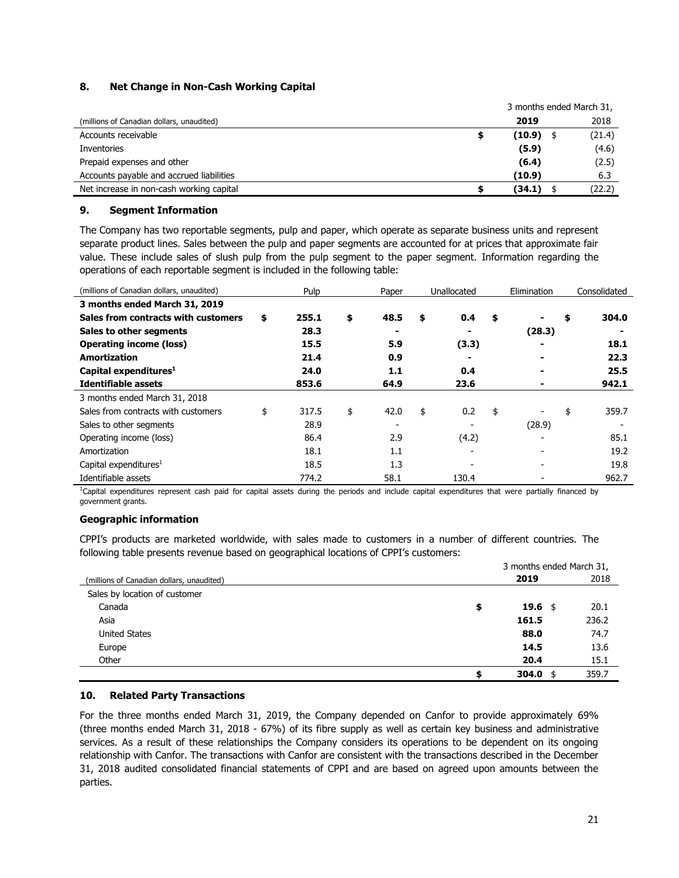## 8. Net Change in Non-Cash Working Capital

| (millions of Canadian dollars, unaudited) | 3 months ended March 31, 2019 | 2018 |
|---|---|---|
| Accounts receivable | **$ (10.9)** | $ (21.4) |
| Inventories | **(5.9)** | (4.6) |
| Prepaid expenses and other | **(6.4)** | (2.5) |
| Accounts payable and accrued liabilities | **(10.9)** | 6.3 |
| Net increase in non-cash working capital | **$ (34.1)** | $ (22.2) |

## 9. Segment Information

The Company has two reportable segments, pulp and paper, which operate as separate business units and represent separate product lines. Sales between the pulp and paper segments are accounted for at prices that approximate fair value. These include sales of slush pulp from the pulp segment to the paper segment. Information regarding the operations of each reportable segment is included in the following table:

| (millions of Canadian dollars, unaudited) | Pulp | Paper | Unallocated | Elimination | Consolidated |
|---|---|---|---|---|---|
| **3 months ended March 31, 2019** | | | | | |
| **Sales from contracts with customers** | **$ 255.1** | **$ 48.5** | **$ 0.4** | **$ -** | **$ 304.0** |
| **Sales to other segments** | **28.3** | **-** | **-** | **(28.3)** | **-** |
| **Operating income (loss)** | **15.5** | **5.9** | **(3.3)** | **-** | **18.1** |
| **Amortization** | **21.4** | **0.9** | **-** | **-** | **22.3** |
| **Capital expenditures[1]** | **24.0** | **1.1** | **0.4** | **-** | **25.5** |
| **Identifiable assets** | **853.6** | **64.9** | **23.6** | **-** | **942.1** |
| 3 months ended March 31, 2018 | | | | | |
| Sales from contracts with customers | $ 317.5 | $ 42.0 | $ 0.2 | $ - | $ 359.7 |
| Sales to other segments | 28.9 | - | - | (28.9) | - |
| Operating income (loss) | 86.4 | 2.9 | (4.2) | - | 85.1 |
| Amortization | 18.1 | 1.1 | - | - | 19.2 |
| Capital expenditures[1] | 18.5 | 1.3 | - | - | 19.8 |
| Identifiable assets | 774.2 | 58.1 | 130.4 | - | 962.7 |

[1]Capital expenditures represent cash paid for capital assets during the periods and include capital expenditures that were partially financed by government grants.

### Geographic information

CPPI's products are marketed worldwide, with sales made to customers in a number of different countries. The following table presents revenue based on geographical locations of CPPI's customers:

| (millions of Canadian dollars, unaudited) | 3 months ended March 31, 2019 | 2018 |
|---|---|---|
| Sales by location of customer | | |
| Canada | **$ 19.6** | $ 20.1 |
| Asia | **161.5** | 236.2 |
| United States | **88.0** | 74.7 |
| Europe | **14.5** | 13.6 |
| Other | **20.4** | 15.1 |
| | **$ 304.0** | $ 359.7 |

## 10. Related Party Transactions

For the three months ended March 31, 2019, the Company depended on Canfor to provide approximately 69% (three months ended March 31, 2018 - 67%) of its fibre supply as well as certain key business and administrative services. As a result of these relationships the Company considers its operations to be dependent on its ongoing relationship with Canfor. The transactions with Canfor are consistent with the transactions described in the December 31, 2018 audited consolidated financial statements of CPPI and are based on agreed upon amounts between the parties.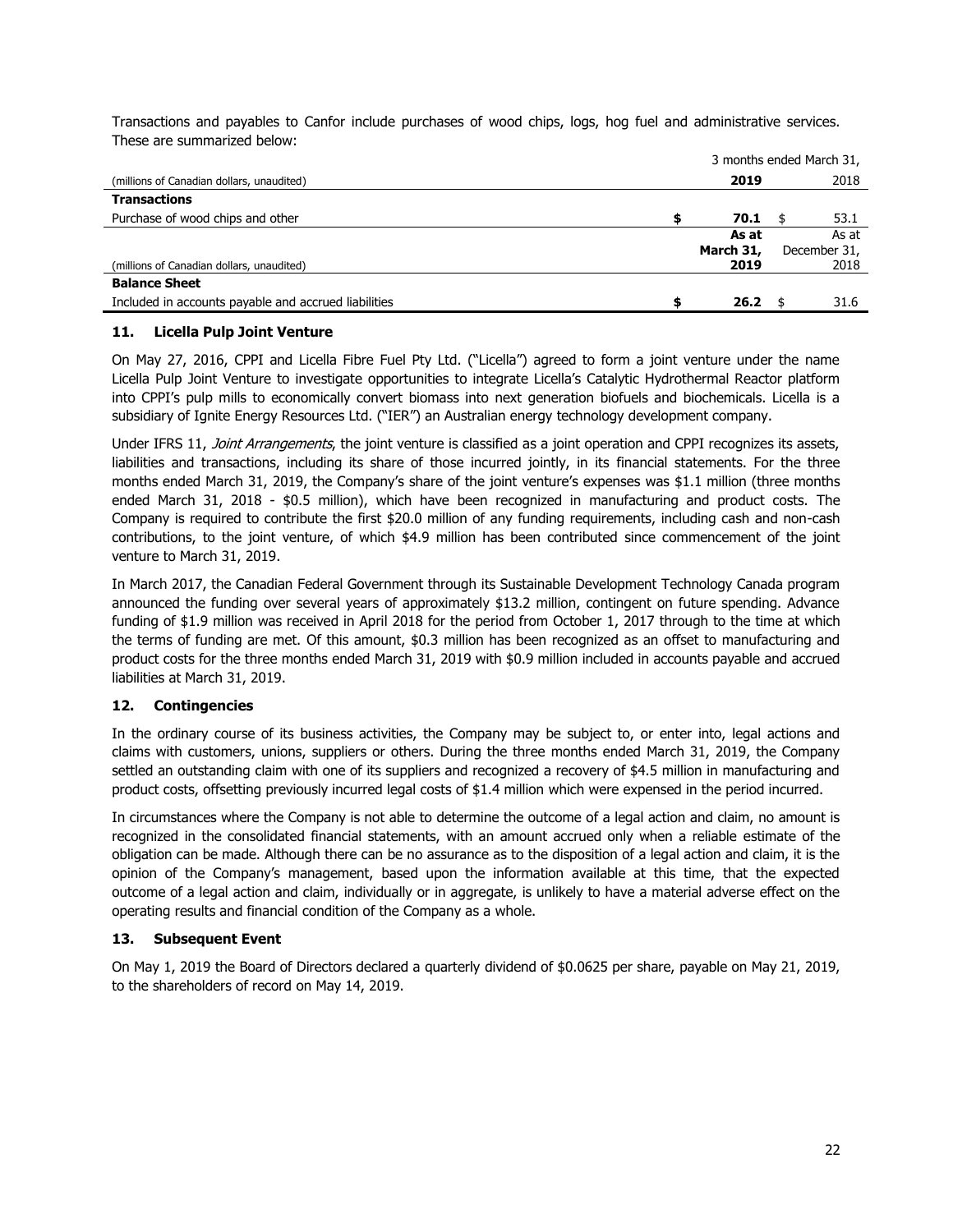Transactions and payables to Canfor include purchases of wood chips, logs, hog fuel and administrative services. These are summarized below:

| | 3 months ended March 31, | |
|---|---|---|
| (millions of Canadian dollars, unaudited) | **2019** | 2018 |
| **Transactions** | | |
| Purchase of wood chips and other | **$ 70.1** | $ 53.1 |
| | **As at March 31,** | As at December 31, |
| (millions of Canadian dollars, unaudited) | **2019** | 2018 |
| **Balance Sheet** | | |
| Included in accounts payable and accrued liabilities | **$ 26.2** | $ 31.6 |

### 11. Licella Pulp Joint Venture

On May 27, 2016, CPPI and Licella Fibre Fuel Pty Ltd. ("Licella") agreed to form a joint venture under the name Licella Pulp Joint Venture to investigate opportunities to integrate Licella's Catalytic Hydrothermal Reactor platform into CPPI's pulp mills to economically convert biomass into next generation biofuels and biochemicals. Licella is a subsidiary of Ignite Energy Resources Ltd. ("IER") an Australian energy technology development company.

Under IFRS 11, *Joint Arrangements*, the joint venture is classified as a joint operation and CPPI recognizes its assets, liabilities and transactions, including its share of those incurred jointly, in its financial statements. For the three months ended March 31, 2019, the Company's share of the joint venture's expenses was $1.1 million (three months ended March 31, 2018 - $0.5 million), which have been recognized in manufacturing and product costs. The Company is required to contribute the first $20.0 million of any funding requirements, including cash and non-cash contributions, to the joint venture, of which $4.9 million has been contributed since commencement of the joint venture to March 31, 2019.

In March 2017, the Canadian Federal Government through its Sustainable Development Technology Canada program announced the funding over several years of approximately $13.2 million, contingent on future spending. Advance funding of $1.9 million was received in April 2018 for the period from October 1, 2017 through to the time at which the terms of funding are met. Of this amount, $0.3 million has been recognized as an offset to manufacturing and product costs for the three months ended March 31, 2019 with $0.9 million included in accounts payable and accrued liabilities at March 31, 2019.

### 12. Contingencies

In the ordinary course of its business activities, the Company may be subject to, or enter into, legal actions and claims with customers, unions, suppliers or others. During the three months ended March 31, 2019, the Company settled an outstanding claim with one of its suppliers and recognized a recovery of $4.5 million in manufacturing and product costs, offsetting previously incurred legal costs of $1.4 million which were expensed in the period incurred.

In circumstances where the Company is not able to determine the outcome of a legal action and claim, no amount is recognized in the consolidated financial statements, with an amount accrued only when a reliable estimate of the obligation can be made. Although there can be no assurance as to the disposition of a legal action and claim, it is the opinion of the Company's management, based upon the information available at this time, that the expected outcome of a legal action and claim, individually or in aggregate, is unlikely to have a material adverse effect on the operating results and financial condition of the Company as a whole.

### 13. Subsequent Event

On May 1, 2019 the Board of Directors declared a quarterly dividend of $0.0625 per share, payable on May 21, 2019, to the shareholders of record on May 14, 2019.